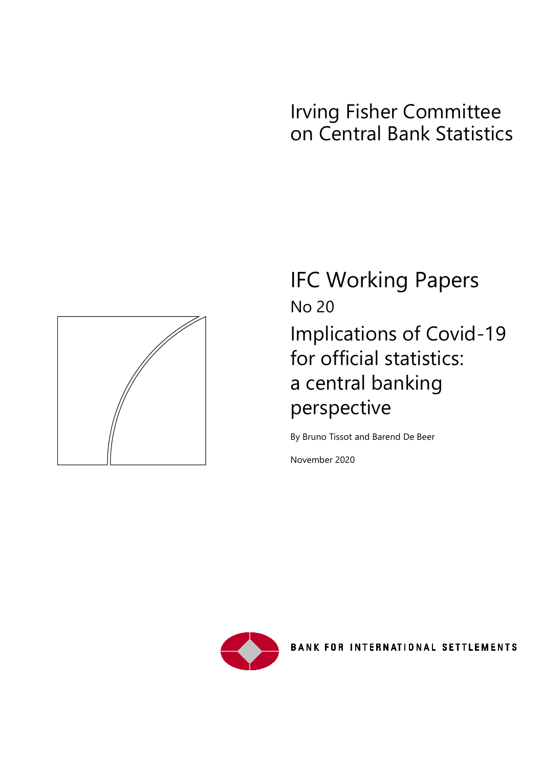Irving Fisher Committee on Central Bank Statistics

# IFC Working Papers

No 20

## Implications of Covid-19 for official statistics: a central banking perspective

By Bruno Tissot and Barend De Beer

November 2020

BANK FOR INTERNATIONAL SETTLEMENTS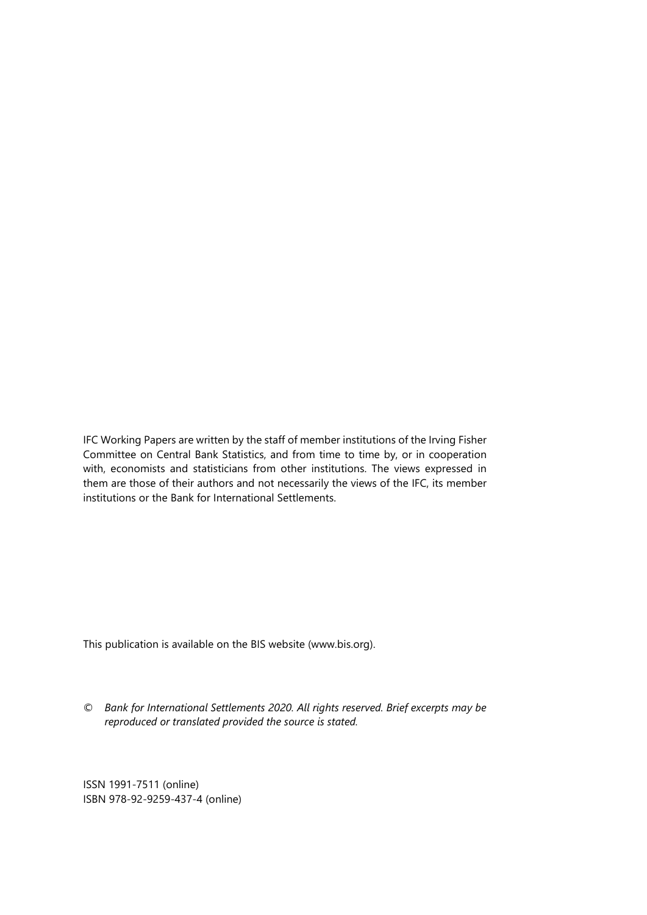IFC Working Papers are written by the staff of member institutions of the Irving Fisher Committee on Central Bank Statistics, and from time to time by, or in cooperation with, economists and statisticians from other institutions. The views expressed in them are those of their authors and not necessarily the views of the IFC, its member institutions or the Bank for International Settlements.

This publication is available on the BIS website (www.bis.org).

© *Bank for International Settlements 2020. All rights reserved. Brief excerpts may be reproduced or translated provided the source is stated.*

ISSN 1991-7511 (online)  
ISBN 978-92-9259-437-4 (online)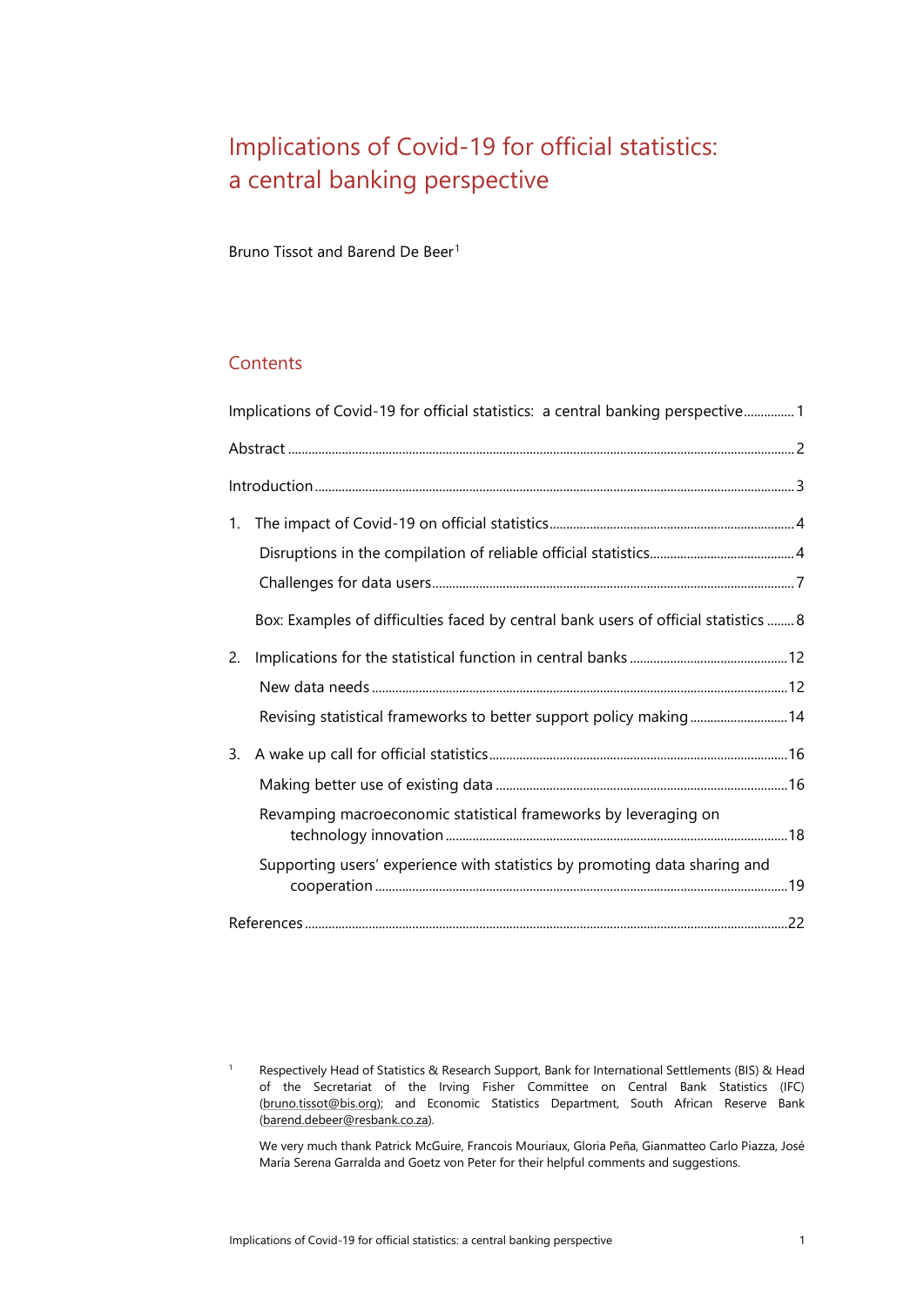# Implications of Covid-19 for official statistics: a central banking perspective

Bruno Tissot and Barend De Beer[1]

## Contents

Implications of Covid-19 for official statistics: a central banking perspective ............... 1

Abstract ............... 2

Introduction ............... 3

1. The impact of Covid-19 on official statistics ............... 4
   - Disruptions in the compilation of reliable official statistics ............... 4
   - Challenges for data users ............... 7

   Box: Examples of difficulties faced by central bank users of official statistics ............... 8

2. Implications for the statistical function in central banks ............... 12
   - New data needs ............... 12
   - Revising statistical frameworks to better support policy making ............... 14

3. A wake up call for official statistics ............... 16
   - Making better use of existing data ............... 16
   - Revamping macroeconomic statistical frameworks by leveraging on technology innovation ............... 18
   - Supporting users' experience with statistics by promoting data sharing and cooperation ............... 19

References ............... 22

---

[1] Respectively Head of Statistics & Research Support, Bank for International Settlements (BIS) & Head of the Secretariat of the Irving Fisher Committee on Central Bank Statistics (IFC) (bruno.tissot@bis.org); and Economic Statistics Department, South African Reserve Bank (barend.debeer@resbank.co.za).

We very much thank Patrick McGuire, Francois Mouriaux, Gloria Peña, Gianmatteo Carlo Piazza, José María Serena Garralda and Goetz von Peter for their helpful comments and suggestions.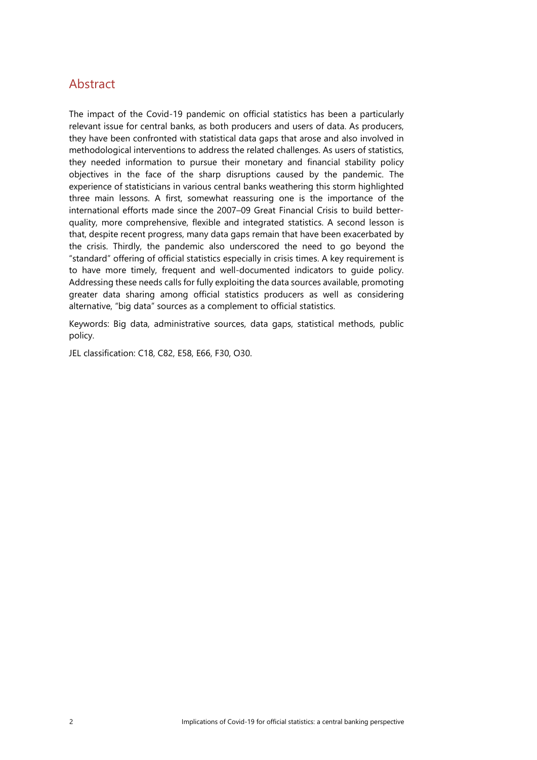## Abstract

The impact of the Covid-19 pandemic on official statistics has been a particularly relevant issue for central banks, as both producers and users of data. As producers, they have been confronted with statistical data gaps that arose and also involved in methodological interventions to address the related challenges. As users of statistics, they needed information to pursue their monetary and financial stability policy objectives in the face of the sharp disruptions caused by the pandemic. The experience of statisticians in various central banks weathering this storm highlighted three main lessons. A first, somewhat reassuring one is the importance of the international efforts made since the 2007–09 Great Financial Crisis to build better-quality, more comprehensive, flexible and integrated statistics. A second lesson is that, despite recent progress, many data gaps remain that have been exacerbated by the crisis. Thirdly, the pandemic also underscored the need to go beyond the "standard" offering of official statistics especially in crisis times. A key requirement is to have more timely, frequent and well-documented indicators to guide policy. Addressing these needs calls for fully exploiting the data sources available, promoting greater data sharing among official statistics producers as well as considering alternative, "big data" sources as a complement to official statistics.

Keywords: Big data, administrative sources, data gaps, statistical methods, public policy.

JEL classification: C18, C82, E58, E66, F30, O30.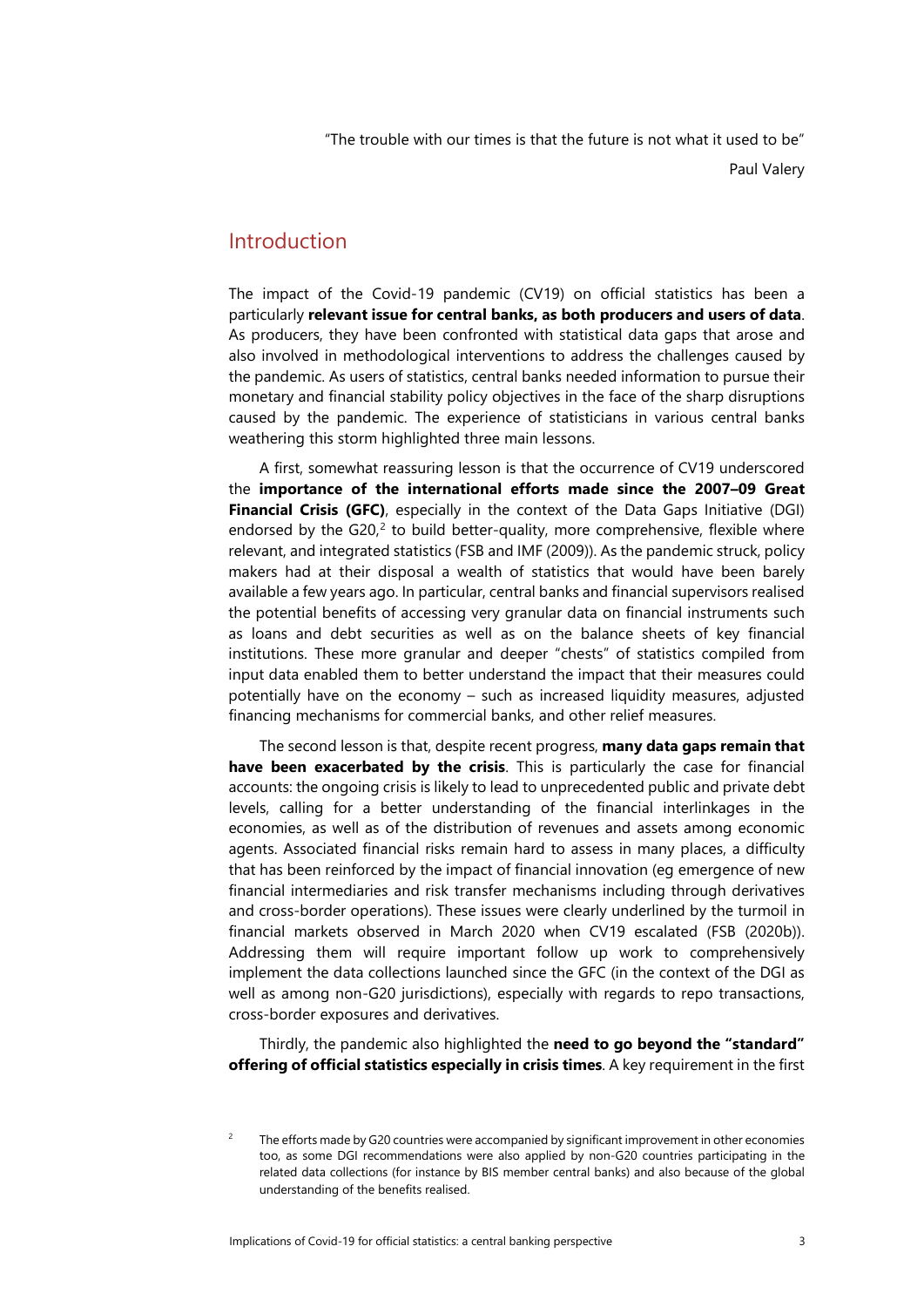"The trouble with our times is that the future is not what it used to be"

Paul Valery

## Introduction

The impact of the Covid-19 pandemic (CV19) on official statistics has been a particularly **relevant issue for central banks, as both producers and users of data**. As producers, they have been confronted with statistical data gaps that arose and also involved in methodological interventions to address the challenges caused by the pandemic. As users of statistics, central banks needed information to pursue their monetary and financial stability policy objectives in the face of the sharp disruptions caused by the pandemic. The experience of statisticians in various central banks weathering this storm highlighted three main lessons.

A first, somewhat reassuring lesson is that the occurrence of CV19 underscored the **importance of the international efforts made since the 2007–09 Great Financial Crisis (GFC)**, especially in the context of the Data Gaps Initiative (DGI) endorsed by the G20,[2] to build better-quality, more comprehensive, flexible where relevant, and integrated statistics (FSB and IMF (2009)). As the pandemic struck, policy makers had at their disposal a wealth of statistics that would have been barely available a few years ago. In particular, central banks and financial supervisors realised the potential benefits of accessing very granular data on financial instruments such as loans and debt securities as well as on the balance sheets of key financial institutions. These more granular and deeper "chests" of statistics compiled from input data enabled them to better understand the impact that their measures could potentially have on the economy – such as increased liquidity measures, adjusted financing mechanisms for commercial banks, and other relief measures.

The second lesson is that, despite recent progress, **many data gaps remain that have been exacerbated by the crisis**. This is particularly the case for financial accounts: the ongoing crisis is likely to lead to unprecedented public and private debt levels, calling for a better understanding of the financial interlinkages in the economies, as well as of the distribution of revenues and assets among economic agents. Associated financial risks remain hard to assess in many places, a difficulty that has been reinforced by the impact of financial innovation (eg emergence of new financial intermediaries and risk transfer mechanisms including through derivatives and cross-border operations). These issues were clearly underlined by the turmoil in financial markets observed in March 2020 when CV19 escalated (FSB (2020b)). Addressing them will require important follow up work to comprehensively implement the data collections launched since the GFC (in the context of the DGI as well as among non-G20 jurisdictions), especially with regards to repo transactions, cross-border exposures and derivatives.

Thirdly, the pandemic also highlighted the **need to go beyond the "standard" offering of official statistics especially in crisis times**. A key requirement in the first

[2] The efforts made by G20 countries were accompanied by significant improvement in other economies too, as some DGI recommendations were also applied by non-G20 countries participating in the related data collections (for instance by BIS member central banks) and also because of the global understanding of the benefits realised.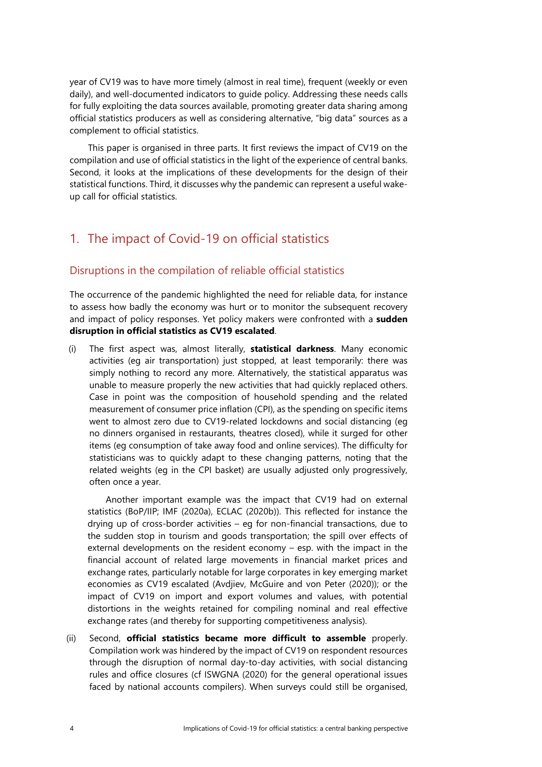year of CV19 was to have more timely (almost in real time), frequent (weekly or even daily), and well-documented indicators to guide policy. Addressing these needs calls for fully exploiting the data sources available, promoting greater data sharing among official statistics producers as well as considering alternative, "big data" sources as a complement to official statistics.

This paper is organised in three parts. It first reviews the impact of CV19 on the compilation and use of official statistics in the light of the experience of central banks. Second, it looks at the implications of these developments for the design of their statistical functions. Third, it discusses why the pandemic can represent a useful wake-up call for official statistics.

## 1. The impact of Covid-19 on official statistics

### Disruptions in the compilation of reliable official statistics

The occurrence of the pandemic highlighted the need for reliable data, for instance to assess how badly the economy was hurt or to monitor the subsequent recovery and impact of policy responses. Yet policy makers were confronted with a **sudden disruption in official statistics as CV19 escalated**.

(i) The first aspect was, almost literally, **statistical darkness**. Many economic activities (eg air transportation) just stopped, at least temporarily: there was simply nothing to record any more. Alternatively, the statistical apparatus was unable to measure properly the new activities that had quickly replaced others. Case in point was the composition of household spending and the related measurement of consumer price inflation (CPI), as the spending on specific items went to almost zero due to CV19-related lockdowns and social distancing (eg no dinners organised in restaurants, theatres closed), while it surged for other items (eg consumption of take away food and online services). The difficulty for statisticians was to quickly adapt to these changing patterns, noting that the related weights (eg in the CPI basket) are usually adjusted only progressively, often once a year.

   Another important example was the impact that CV19 had on external statistics (BoP/IIP; IMF (2020a), ECLAC (2020b)). This reflected for instance the drying up of cross-border activities – eg for non-financial transactions, due to the sudden stop in tourism and goods transportation; the spill over effects of external developments on the resident economy – esp. with the impact in the financial account of related large movements in financial market prices and exchange rates, particularly notable for large corporates in key emerging market economies as CV19 escalated (Avdjiev, McGuire and von Peter (2020)); or the impact of CV19 on import and export volumes and values, with potential distortions in the weights retained for compiling nominal and real effective exchange rates (and thereby for supporting competitiveness analysis).

(ii) Second, **official statistics became more difficult to assemble** properly. Compilation work was hindered by the impact of CV19 on respondent resources through the disruption of normal day-to-day activities, with social distancing rules and office closures (cf ISWGNA (2020) for the general operational issues faced by national accounts compilers). When surveys could still be organised,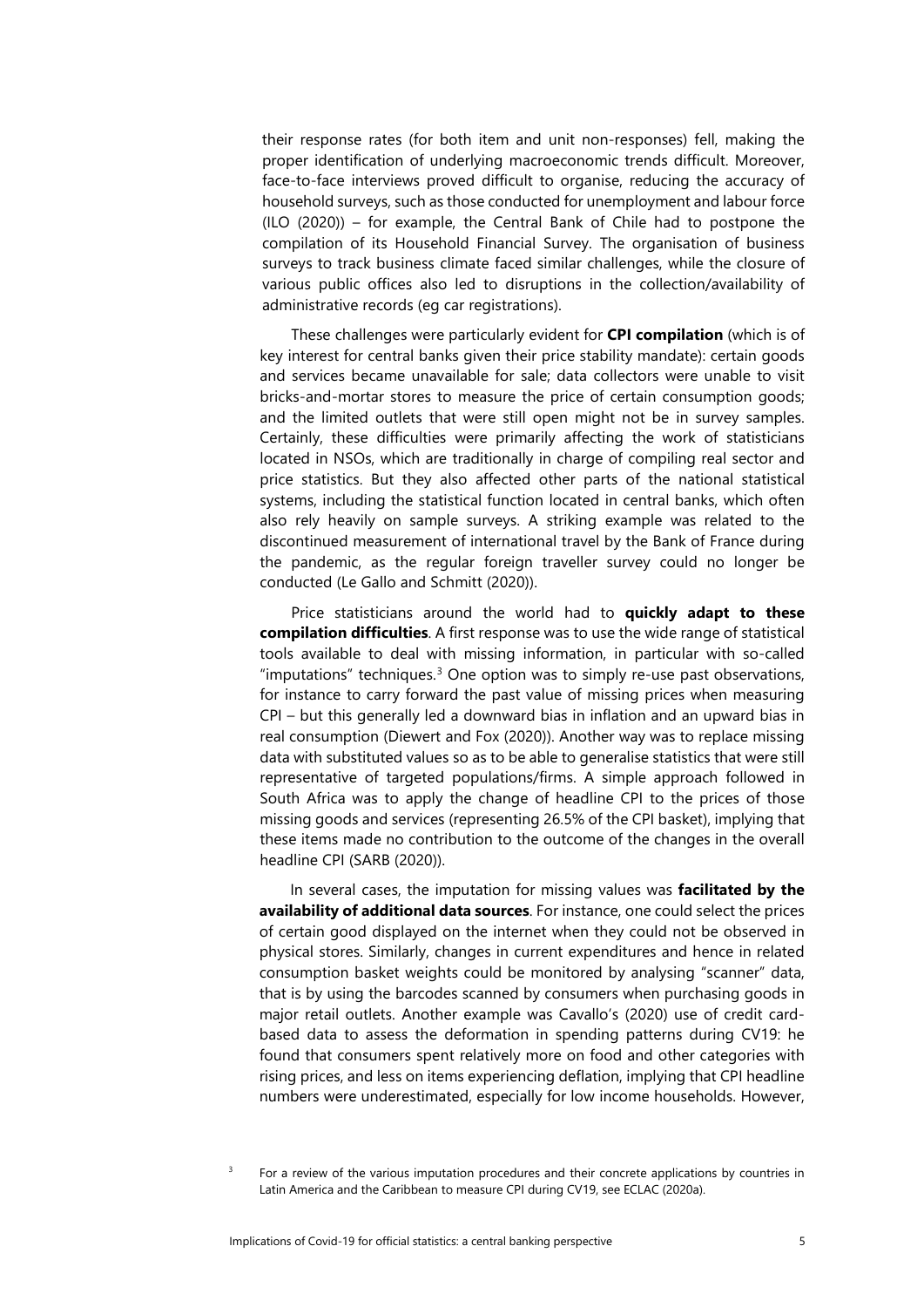their response rates (for both item and unit non-responses) fell, making the proper identification of underlying macroeconomic trends difficult. Moreover, face-to-face interviews proved difficult to organise, reducing the accuracy of household surveys, such as those conducted for unemployment and labour force (ILO (2020)) – for example, the Central Bank of Chile had to postpone the compilation of its Household Financial Survey. The organisation of business surveys to track business climate faced similar challenges, while the closure of various public offices also led to disruptions in the collection/availability of administrative records (eg car registrations).

These challenges were particularly evident for **CPI compilation** (which is of key interest for central banks given their price stability mandate): certain goods and services became unavailable for sale; data collectors were unable to visit bricks-and-mortar stores to measure the price of certain consumption goods; and the limited outlets that were still open might not be in survey samples. Certainly, these difficulties were primarily affecting the work of statisticians located in NSOs, which are traditionally in charge of compiling real sector and price statistics. But they also affected other parts of the national statistical systems, including the statistical function located in central banks, which often also rely heavily on sample surveys. A striking example was related to the discontinued measurement of international travel by the Bank of France during the pandemic, as the regular foreign traveller survey could no longer be conducted (Le Gallo and Schmitt (2020)).

Price statisticians around the world had to **quickly adapt to these compilation difficulties**. A first response was to use the wide range of statistical tools available to deal with missing information, in particular with so-called "imputations" techniques.[3] One option was to simply re-use past observations, for instance to carry forward the past value of missing prices when measuring CPI – but this generally led a downward bias in inflation and an upward bias in real consumption (Diewert and Fox (2020)). Another way was to replace missing data with substituted values so as to be able to generalise statistics that were still representative of targeted populations/firms. A simple approach followed in South Africa was to apply the change of headline CPI to the prices of those missing goods and services (representing 26.5% of the CPI basket), implying that these items made no contribution to the outcome of the changes in the overall headline CPI (SARB (2020)).

In several cases, the imputation for missing values was **facilitated by the availability of additional data sources**. For instance, one could select the prices of certain good displayed on the internet when they could not be observed in physical stores. Similarly, changes in current expenditures and hence in related consumption basket weights could be monitored by analysing "scanner" data, that is by using the barcodes scanned by consumers when purchasing goods in major retail outlets. Another example was Cavallo's (2020) use of credit card-based data to assess the deformation in spending patterns during CV19: he found that consumers spent relatively more on food and other categories with rising prices, and less on items experiencing deflation, implying that CPI headline numbers were underestimated, especially for low income households. However,

[3] For a review of the various imputation procedures and their concrete applications by countries in Latin America and the Caribbean to measure CPI during CV19, see ECLAC (2020a).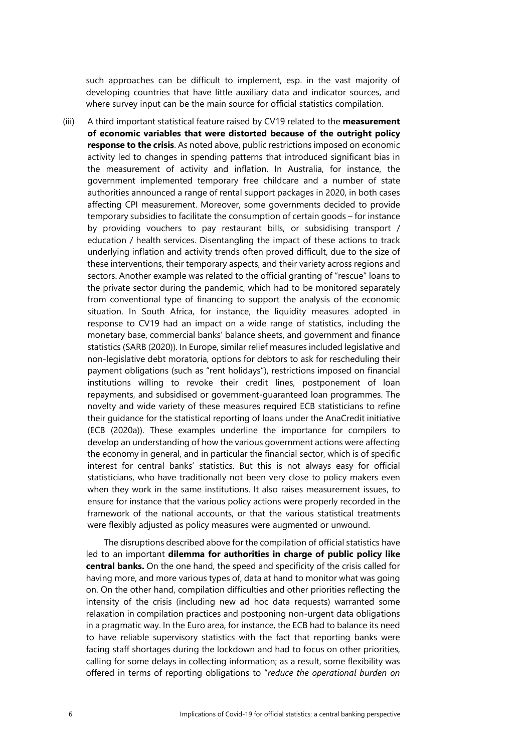such approaches can be difficult to implement, esp. in the vast majority of developing countries that have little auxiliary data and indicator sources, and where survey input can be the main source for official statistics compilation.

(iii) A third important statistical feature raised by CV19 related to the **measurement of economic variables that were distorted because of the outright policy response to the crisis**. As noted above, public restrictions imposed on economic activity led to changes in spending patterns that introduced significant bias in the measurement of activity and inflation. In Australia, for instance, the government implemented temporary free childcare and a number of state authorities announced a range of rental support packages in 2020, in both cases affecting CPI measurement. Moreover, some governments decided to provide temporary subsidies to facilitate the consumption of certain goods – for instance by providing vouchers to pay restaurant bills, or subsidising transport / education / health services. Disentangling the impact of these actions to track underlying inflation and activity trends often proved difficult, due to the size of these interventions, their temporary aspects, and their variety across regions and sectors. Another example was related to the official granting of "rescue" loans to the private sector during the pandemic, which had to be monitored separately from conventional type of financing to support the analysis of the economic situation. In South Africa, for instance, the liquidity measures adopted in response to CV19 had an impact on a wide range of statistics, including the monetary base, commercial banks' balance sheets, and government and finance statistics (SARB (2020)). In Europe, similar relief measures included legislative and non-legislative debt moratoria, options for debtors to ask for rescheduling their payment obligations (such as "rent holidays"), restrictions imposed on financial institutions willing to revoke their credit lines, postponement of loan repayments, and subsidised or government-guaranteed loan programmes. The novelty and wide variety of these measures required ECB statisticians to refine their guidance for the statistical reporting of loans under the AnaCredit initiative (ECB (2020a)). These examples underline the importance for compilers to develop an understanding of how the various government actions were affecting the economy in general, and in particular the financial sector, which is of specific interest for central banks' statistics. But this is not always easy for official statisticians, who have traditionally not been very close to policy makers even when they work in the same institutions. It also raises measurement issues, to ensure for instance that the various policy actions were properly recorded in the framework of the national accounts, or that the various statistical treatments were flexibly adjusted as policy measures were augmented or unwound.

The disruptions described above for the compilation of official statistics have led to an important **dilemma for authorities in charge of public policy like central banks.** On the one hand, the speed and specificity of the crisis called for having more, and more various types of, data at hand to monitor what was going on. On the other hand, compilation difficulties and other priorities reflecting the intensity of the crisis (including new ad hoc data requests) warranted some relaxation in compilation practices and postponing non-urgent data obligations in a pragmatic way. In the Euro area, for instance, the ECB had to balance its need to have reliable supervisory statistics with the fact that reporting banks were facing staff shortages during the lockdown and had to focus on other priorities, calling for some delays in collecting information; as a result, some flexibility was offered in terms of reporting obligations to "*reduce the operational burden on*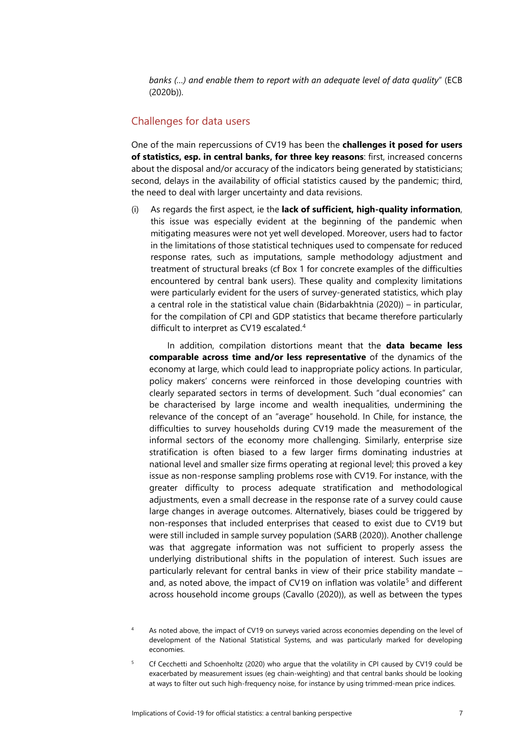*banks (…) and enable them to report with an adequate level of data quality*" (ECB (2020b)).

## Challenges for data users

One of the main repercussions of CV19 has been the **challenges it posed for users of statistics, esp. in central banks, for three key reasons**: first, increased concerns about the disposal and/or accuracy of the indicators being generated by statisticians; second, delays in the availability of official statistics caused by the pandemic; third, the need to deal with larger uncertainty and data revisions.

(i) As regards the first aspect, ie the **lack of sufficient, high-quality information**, this issue was especially evident at the beginning of the pandemic when mitigating measures were not yet well developed. Moreover, users had to factor in the limitations of those statistical techniques used to compensate for reduced response rates, such as imputations, sample methodology adjustment and treatment of structural breaks (cf Box 1 for concrete examples of the difficulties encountered by central bank users). These quality and complexity limitations were particularly evident for the users of survey-generated statistics, which play a central role in the statistical value chain (Bidarbakhtnia (2020)) – in particular, for the compilation of CPI and GDP statistics that became therefore particularly difficult to interpret as CV19 escalated.[4]

In addition, compilation distortions meant that the **data became less comparable across time and/or less representative** of the dynamics of the economy at large, which could lead to inappropriate policy actions. In particular, policy makers' concerns were reinforced in those developing countries with clearly separated sectors in terms of development. Such "dual economies" can be characterised by large income and wealth inequalities, undermining the relevance of the concept of an "average" household. In Chile, for instance, the difficulties to survey households during CV19 made the measurement of the informal sectors of the economy more challenging. Similarly, enterprise size stratification is often biased to a few larger firms dominating industries at national level and smaller size firms operating at regional level; this proved a key issue as non-response sampling problems rose with CV19. For instance, with the greater difficulty to process adequate stratification and methodological adjustments, even a small decrease in the response rate of a survey could cause large changes in average outcomes. Alternatively, biases could be triggered by non-responses that included enterprises that ceased to exist due to CV19 but were still included in sample survey population (SARB (2020)). Another challenge was that aggregate information was not sufficient to properly assess the underlying distributional shifts in the population of interest. Such issues are particularly relevant for central banks in view of their price stability mandate – and, as noted above, the impact of CV19 on inflation was volatile[5] and different across household income groups (Cavallo (2020)), as well as between the types

[4] As noted above, the impact of CV19 on surveys varied across economies depending on the level of development of the National Statistical Systems, and was particularly marked for developing economies.

[5] Cf Cecchetti and Schoenholtz (2020) who argue that the volatility in CPI caused by CV19 could be exacerbated by measurement issues (eg chain-weighting) and that central banks should be looking at ways to filter out such high-frequency noise, for instance by using trimmed-mean price indices.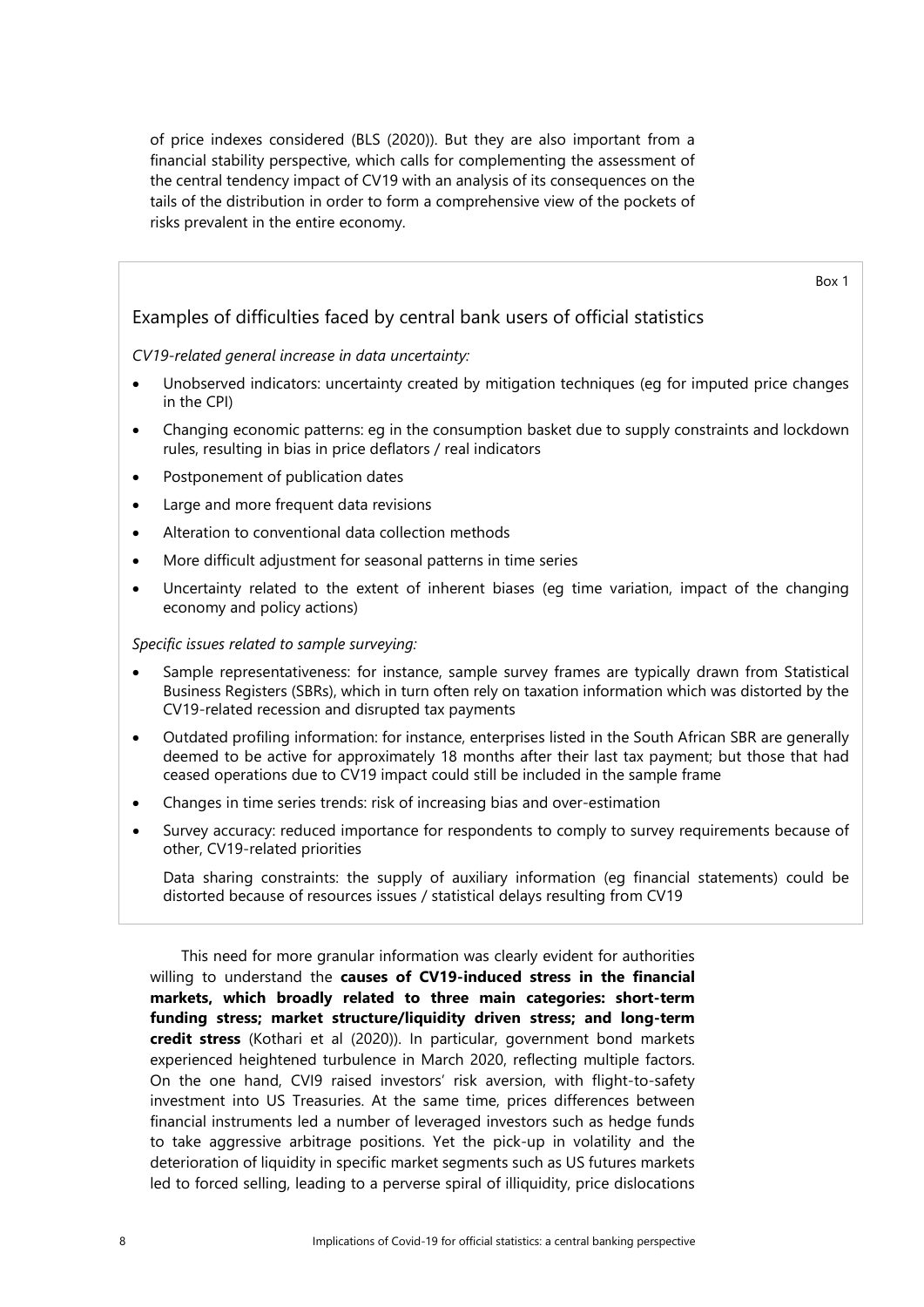of price indexes considered (BLS (2020)). But they are also important from a financial stability perspective, which calls for complementing the assessment of the central tendency impact of CV19 with an analysis of its consequences on the tails of the distribution in order to form a comprehensive view of the pockets of risks prevalent in the entire economy.

Box 1

### Examples of difficulties faced by central bank users of official statistics

*CV19-related general increase in data uncertainty:*

- Unobserved indicators: uncertainty created by mitigation techniques (eg for imputed price changes in the CPI)
- Changing economic patterns: eg in the consumption basket due to supply constraints and lockdown rules, resulting in bias in price deflators / real indicators
- Postponement of publication dates
- Large and more frequent data revisions
- Alteration to conventional data collection methods
- More difficult adjustment for seasonal patterns in time series
- Uncertainty related to the extent of inherent biases (eg time variation, impact of the changing economy and policy actions)

*Specific issues related to sample surveying:*

- Sample representativeness: for instance, sample survey frames are typically drawn from Statistical Business Registers (SBRs), which in turn often rely on taxation information which was distorted by the CV19-related recession and disrupted tax payments
- Outdated profiling information: for instance, enterprises listed in the South African SBR are generally deemed to be active for approximately 18 months after their last tax payment; but those that had ceased operations due to CV19 impact could still be included in the sample frame
- Changes in time series trends: risk of increasing bias and over-estimation
- Survey accuracy: reduced importance for respondents to comply to survey requirements because of other, CV19-related priorities

  Data sharing constraints: the supply of auxiliary information (eg financial statements) could be distorted because of resources issues / statistical delays resulting from CV19

This need for more granular information was clearly evident for authorities willing to understand the **causes of CV19-induced stress in the financial markets, which broadly related to three main categories: short-term funding stress; market structure/liquidity driven stress; and long-term credit stress** (Kothari et al (2020)). In particular, government bond markets experienced heightened turbulence in March 2020, reflecting multiple factors. On the one hand, CVI9 raised investors' risk aversion, with flight-to-safety investment into US Treasuries. At the same time, prices differences between financial instruments led a number of leveraged investors such as hedge funds to take aggressive arbitrage positions. Yet the pick-up in volatility and the deterioration of liquidity in specific market segments such as US futures markets led to forced selling, leading to a perverse spiral of illiquidity, price dislocations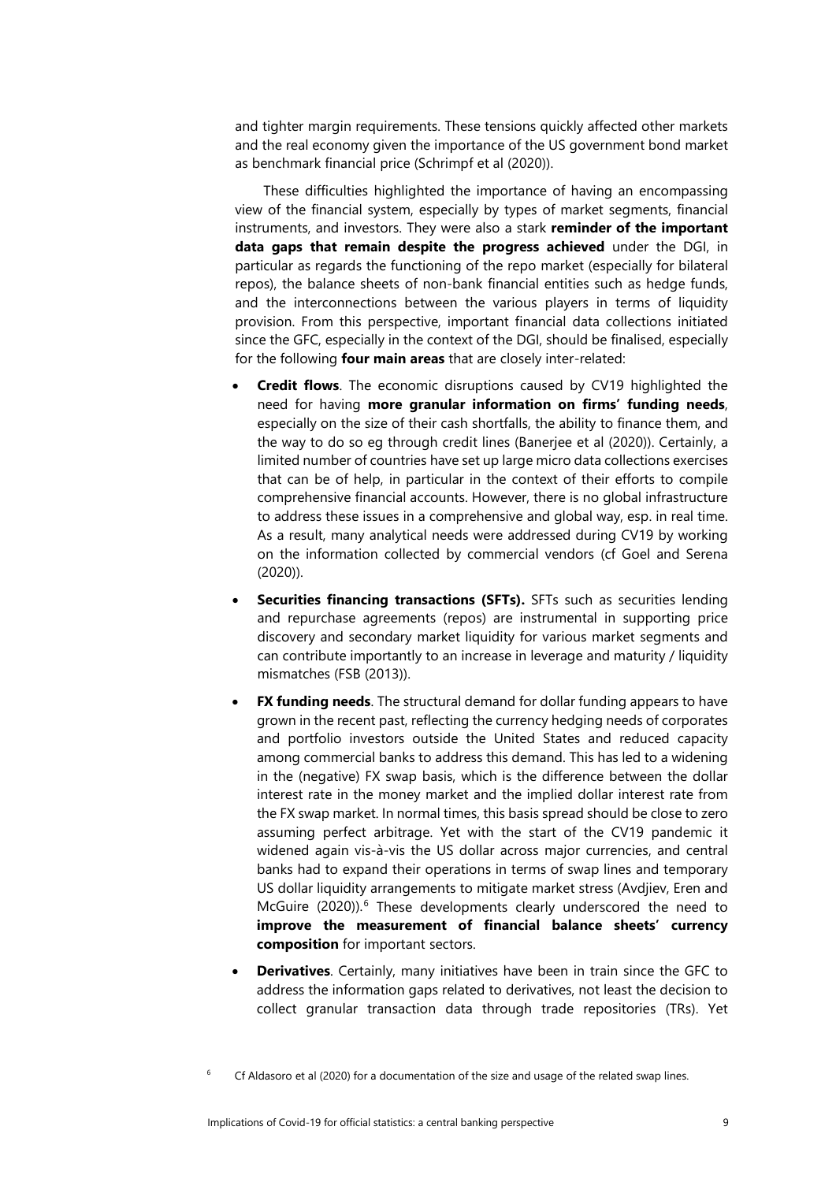and tighter margin requirements. These tensions quickly affected other markets and the real economy given the importance of the US government bond market as benchmark financial price (Schrimpf et al (2020)).

These difficulties highlighted the importance of having an encompassing view of the financial system, especially by types of market segments, financial instruments, and investors. They were also a stark **reminder of the important data gaps that remain despite the progress achieved** under the DGI, in particular as regards the functioning of the repo market (especially for bilateral repos), the balance sheets of non-bank financial entities such as hedge funds, and the interconnections between the various players in terms of liquidity provision. From this perspective, important financial data collections initiated since the GFC, especially in the context of the DGI, should be finalised, especially for the following **four main areas** that are closely inter-related:

- **Credit flows**. The economic disruptions caused by CV19 highlighted the need for having **more granular information on firms' funding needs**, especially on the size of their cash shortfalls, the ability to finance them, and the way to do so eg through credit lines (Banerjee et al (2020)). Certainly, a limited number of countries have set up large micro data collections exercises that can be of help, in particular in the context of their efforts to compile comprehensive financial accounts. However, there is no global infrastructure to address these issues in a comprehensive and global way, esp. in real time. As a result, many analytical needs were addressed during CV19 by working on the information collected by commercial vendors (cf Goel and Serena (2020)).
- **Securities financing transactions (SFTs).** SFTs such as securities lending and repurchase agreements (repos) are instrumental in supporting price discovery and secondary market liquidity for various market segments and can contribute importantly to an increase in leverage and maturity / liquidity mismatches (FSB (2013)).
- **FX funding needs**. The structural demand for dollar funding appears to have grown in the recent past, reflecting the currency hedging needs of corporates and portfolio investors outside the United States and reduced capacity among commercial banks to address this demand. This has led to a widening in the (negative) FX swap basis, which is the difference between the dollar interest rate in the money market and the implied dollar interest rate from the FX swap market. In normal times, this basis spread should be close to zero assuming perfect arbitrage. Yet with the start of the CV19 pandemic it widened again vis-à-vis the US dollar across major currencies, and central banks had to expand their operations in terms of swap lines and temporary US dollar liquidity arrangements to mitigate market stress (Avdjiev, Eren and McGuire (2020)).[6] These developments clearly underscored the need to **improve the measurement of financial balance sheets' currency composition** for important sectors.
- **Derivatives**. Certainly, many initiatives have been in train since the GFC to address the information gaps related to derivatives, not least the decision to collect granular transaction data through trade repositories (TRs). Yet

[6] Cf Aldasoro et al (2020) for a documentation of the size and usage of the related swap lines.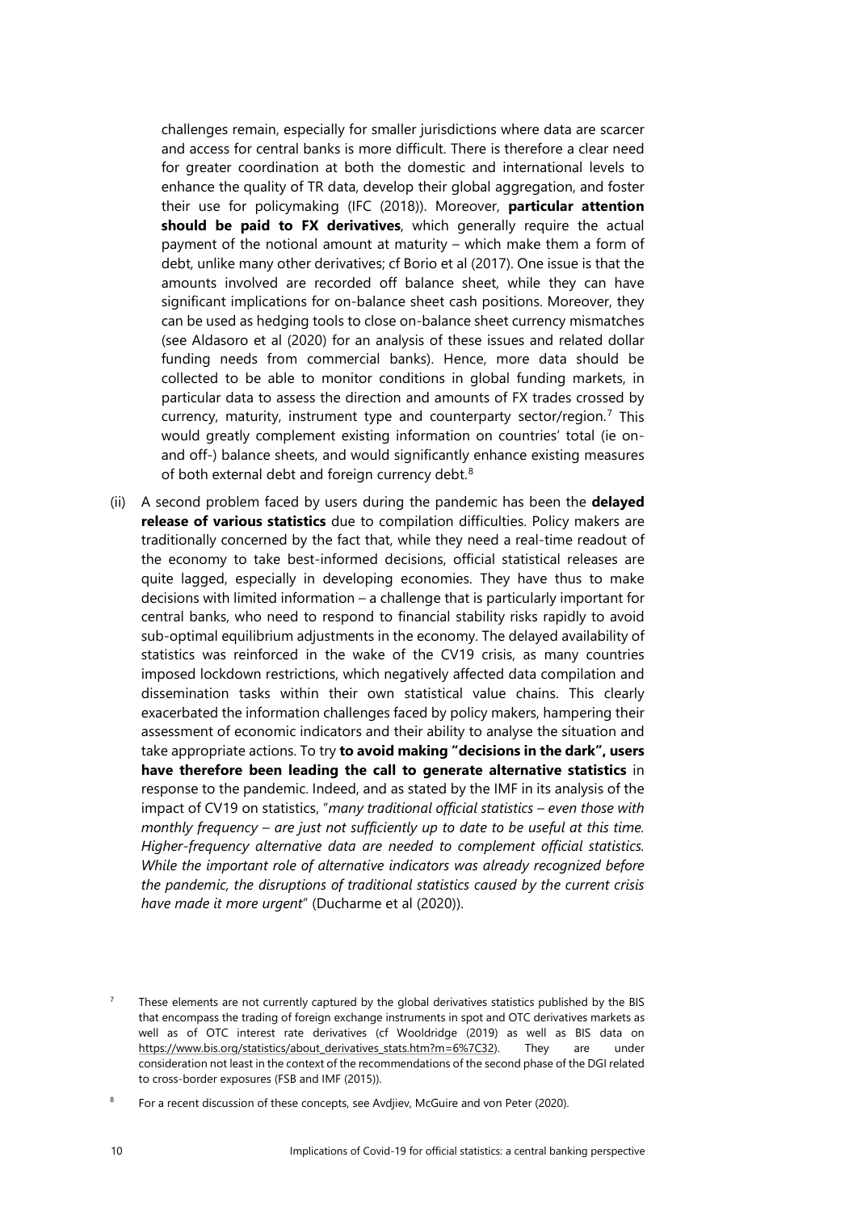challenges remain, especially for smaller jurisdictions where data are scarcer and access for central banks is more difficult. There is therefore a clear need for greater coordination at both the domestic and international levels to enhance the quality of TR data, develop their global aggregation, and foster their use for policymaking (IFC (2018)). Moreover, **particular attention should be paid to FX derivatives**, which generally require the actual payment of the notional amount at maturity – which make them a form of debt, unlike many other derivatives; cf Borio et al (2017). One issue is that the amounts involved are recorded off balance sheet, while they can have significant implications for on-balance sheet cash positions. Moreover, they can be used as hedging tools to close on-balance sheet currency mismatches (see Aldasoro et al (2020) for an analysis of these issues and related dollar funding needs from commercial banks). Hence, more data should be collected to be able to monitor conditions in global funding markets, in particular data to assess the direction and amounts of FX trades crossed by currency, maturity, instrument type and counterparty sector/region.[7] This would greatly complement existing information on countries' total (ie on- and off-) balance sheets, and would significantly enhance existing measures of both external debt and foreign currency debt.[8]

(ii) A second problem faced by users during the pandemic has been the **delayed release of various statistics** due to compilation difficulties. Policy makers are traditionally concerned by the fact that, while they need a real-time readout of the economy to take best-informed decisions, official statistical releases are quite lagged, especially in developing economies. They have thus to make decisions with limited information – a challenge that is particularly important for central banks, who need to respond to financial stability risks rapidly to avoid sub-optimal equilibrium adjustments in the economy. The delayed availability of statistics was reinforced in the wake of the CV19 crisis, as many countries imposed lockdown restrictions, which negatively affected data compilation and dissemination tasks within their own statistical value chains. This clearly exacerbated the information challenges faced by policy makers, hampering their assessment of economic indicators and their ability to analyse the situation and take appropriate actions. To try **to avoid making "decisions in the dark", users have therefore been leading the call to generate alternative statistics** in response to the pandemic. Indeed, and as stated by the IMF in its analysis of the impact of CV19 on statistics, "*many traditional official statistics – even those with monthly frequency – are just not sufficiently up to date to be useful at this time. Higher-frequency alternative data are needed to complement official statistics. While the important role of alternative indicators was already recognized before the pandemic, the disruptions of traditional statistics caused by the current crisis have made it more urgent*" (Ducharme et al (2020)).

[7] These elements are not currently captured by the global derivatives statistics published by the BIS that encompass the trading of foreign exchange instruments in spot and OTC derivatives markets as well as of OTC interest rate derivatives (cf Wooldridge (2019) as well as BIS data on https://www.bis.org/statistics/about_derivatives_stats.htm?m=6%7C32). They are under consideration not least in the context of the recommendations of the second phase of the DGI related to cross-border exposures (FSB and IMF (2015)).

[8] For a recent discussion of these concepts, see Avdjiev, McGuire and von Peter (2020).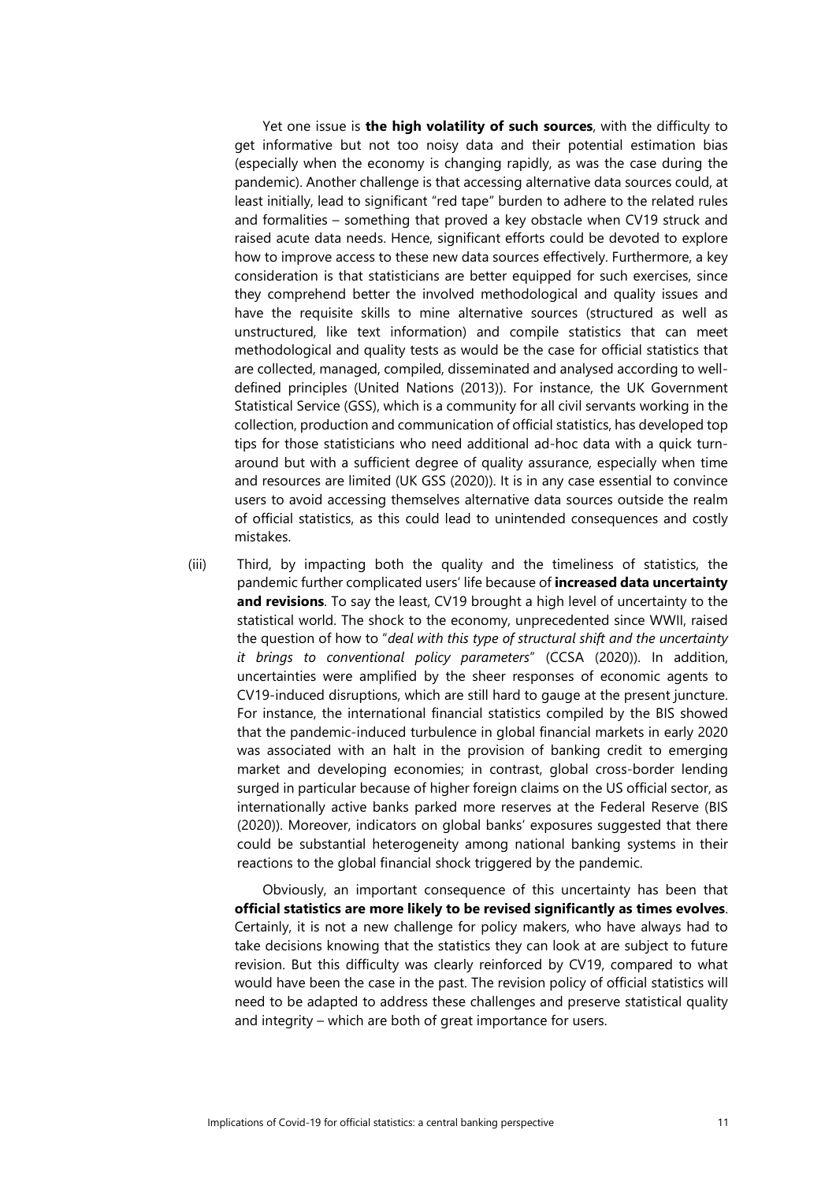Yet one issue is **the high volatility of such sources**, with the difficulty to get informative but not too noisy data and their potential estimation bias (especially when the economy is changing rapidly, as was the case during the pandemic). Another challenge is that accessing alternative data sources could, at least initially, lead to significant "red tape" burden to adhere to the related rules and formalities – something that proved a key obstacle when CV19 struck and raised acute data needs. Hence, significant efforts could be devoted to explore how to improve access to these new data sources effectively. Furthermore, a key consideration is that statisticians are better equipped for such exercises, since they comprehend better the involved methodological and quality issues and have the requisite skills to mine alternative sources (structured as well as unstructured, like text information) and compile statistics that can meet methodological and quality tests as would be the case for official statistics that are collected, managed, compiled, disseminated and analysed according to well-defined principles (United Nations (2013)). For instance, the UK Government Statistical Service (GSS), which is a community for all civil servants working in the collection, production and communication of official statistics, has developed top tips for those statisticians who need additional ad-hoc data with a quick turn-around but with a sufficient degree of quality assurance, especially when time and resources are limited (UK GSS (2020)). It is in any case essential to convince users to avoid accessing themselves alternative data sources outside the realm of official statistics, as this could lead to unintended consequences and costly mistakes.

(iii) Third, by impacting both the quality and the timeliness of statistics, the pandemic further complicated users' life because of **increased data uncertainty and revisions**. To say the least, CV19 brought a high level of uncertainty to the statistical world. The shock to the economy, unprecedented since WWII, raised the question of how to "*deal with this type of structural shift and the uncertainty it brings to conventional policy parameters*" (CCSA (2020)). In addition, uncertainties were amplified by the sheer responses of economic agents to CV19-induced disruptions, which are still hard to gauge at the present juncture. For instance, the international financial statistics compiled by the BIS showed that the pandemic-induced turbulence in global financial markets in early 2020 was associated with an halt in the provision of banking credit to emerging market and developing economies; in contrast, global cross-border lending surged in particular because of higher foreign claims on the US official sector, as internationally active banks parked more reserves at the Federal Reserve (BIS (2020)). Moreover, indicators on global banks' exposures suggested that there could be substantial heterogeneity among national banking systems in their reactions to the global financial shock triggered by the pandemic.

Obviously, an important consequence of this uncertainty has been that **official statistics are more likely to be revised significantly as times evolves**. Certainly, it is not a new challenge for policy makers, who have always had to take decisions knowing that the statistics they can look at are subject to future revision. But this difficulty was clearly reinforced by CV19, compared to what would have been the case in the past. The revision policy of official statistics will need to be adapted to address these challenges and preserve statistical quality and integrity – which are both of great importance for users.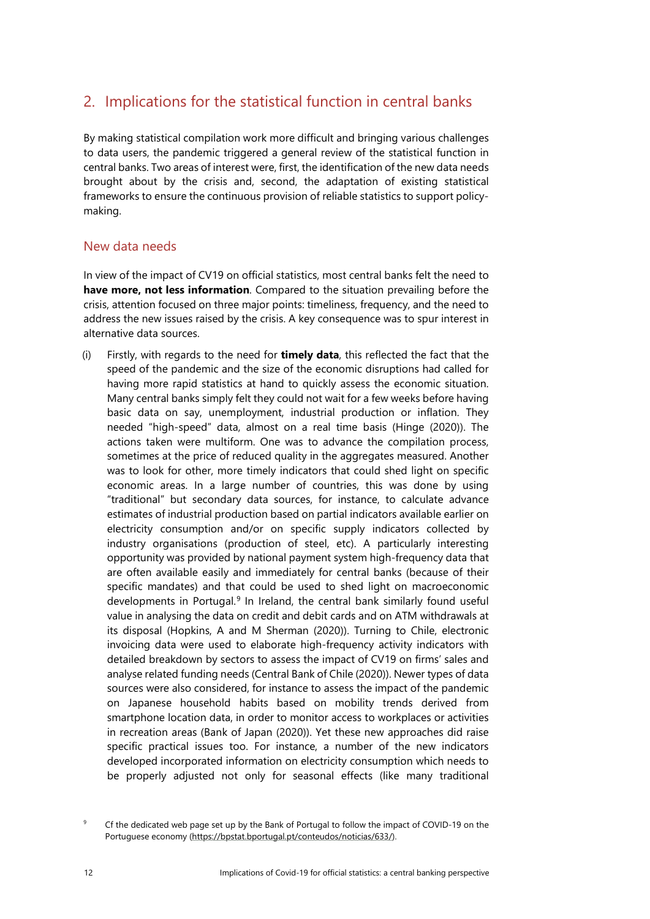## 2. Implications for the statistical function in central banks

By making statistical compilation work more difficult and bringing various challenges to data users, the pandemic triggered a general review of the statistical function in central banks. Two areas of interest were, first, the identification of the new data needs brought about by the crisis and, second, the adaptation of existing statistical frameworks to ensure the continuous provision of reliable statistics to support policy-making.

### New data needs

In view of the impact of CV19 on official statistics, most central banks felt the need to **have more, not less information**. Compared to the situation prevailing before the crisis, attention focused on three major points: timeliness, frequency, and the need to address the new issues raised by the crisis. A key consequence was to spur interest in alternative data sources.

(i) Firstly, with regards to the need for **timely data**, this reflected the fact that the speed of the pandemic and the size of the economic disruptions had called for having more rapid statistics at hand to quickly assess the economic situation. Many central banks simply felt they could not wait for a few weeks before having basic data on say, unemployment, industrial production or inflation. They needed "high-speed" data, almost on a real time basis (Hinge (2020)). The actions taken were multiform. One was to advance the compilation process, sometimes at the price of reduced quality in the aggregates measured. Another was to look for other, more timely indicators that could shed light on specific economic areas. In a large number of countries, this was done by using "traditional" but secondary data sources, for instance, to calculate advance estimates of industrial production based on partial indicators available earlier on electricity consumption and/or on specific supply indicators collected by industry organisations (production of steel, etc). A particularly interesting opportunity was provided by national payment system high-frequency data that are often available easily and immediately for central banks (because of their specific mandates) and that could be used to shed light on macroeconomic developments in Portugal.[9] In Ireland, the central bank similarly found useful value in analysing the data on credit and debit cards and on ATM withdrawals at its disposal (Hopkins, A and M Sherman (2020)). Turning to Chile, electronic invoicing data were used to elaborate high-frequency activity indicators with detailed breakdown by sectors to assess the impact of CV19 on firms' sales and analyse related funding needs (Central Bank of Chile (2020)). Newer types of data sources were also considered, for instance to assess the impact of the pandemic on Japanese household habits based on mobility trends derived from smartphone location data, in order to monitor access to workplaces or activities in recreation areas (Bank of Japan (2020)). Yet these new approaches did raise specific practical issues too. For instance, a number of the new indicators developed incorporated information on electricity consumption which needs to be properly adjusted not only for seasonal effects (like many traditional

[9] Cf the dedicated web page set up by the Bank of Portugal to follow the impact of COVID-19 on the Portuguese economy (https://bpstat.bportugal.pt/conteudos/noticias/633/).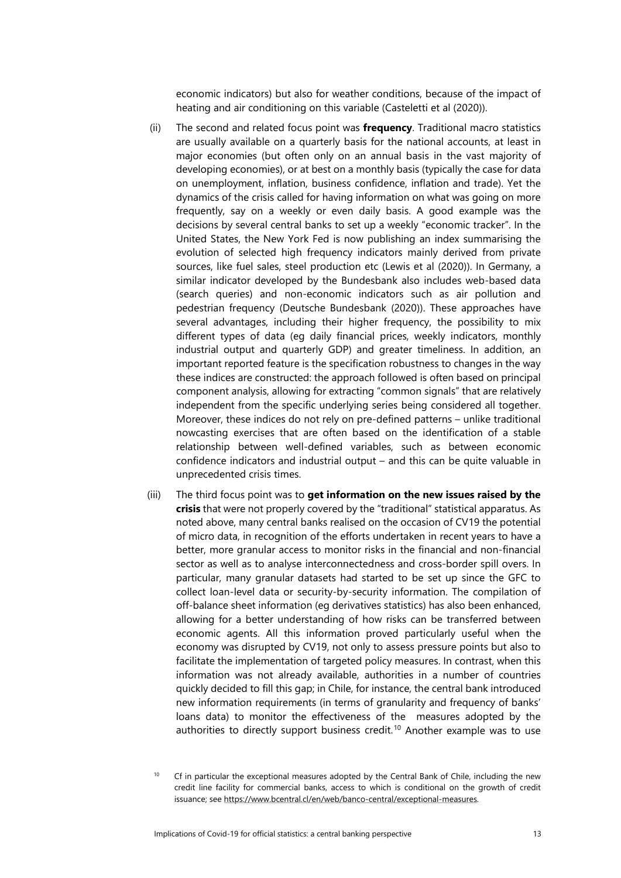economic indicators) but also for weather conditions, because of the impact of heating and air conditioning on this variable (Casteletti et al (2020)).

(ii) The second and related focus point was **frequency**. Traditional macro statistics are usually available on a quarterly basis for the national accounts, at least in major economies (but often only on an annual basis in the vast majority of developing economies), or at best on a monthly basis (typically the case for data on unemployment, inflation, business confidence, inflation and trade). Yet the dynamics of the crisis called for having information on what was going on more frequently, say on a weekly or even daily basis. A good example was the decisions by several central banks to set up a weekly "economic tracker". In the United States, the New York Fed is now publishing an index summarising the evolution of selected high frequency indicators mainly derived from private sources, like fuel sales, steel production etc (Lewis et al (2020)). In Germany, a similar indicator developed by the Bundesbank also includes web-based data (search queries) and non-economic indicators such as air pollution and pedestrian frequency (Deutsche Bundesbank (2020)). These approaches have several advantages, including their higher frequency, the possibility to mix different types of data (eg daily financial prices, weekly indicators, monthly industrial output and quarterly GDP) and greater timeliness. In addition, an important reported feature is the specification robustness to changes in the way these indices are constructed: the approach followed is often based on principal component analysis, allowing for extracting "common signals" that are relatively independent from the specific underlying series being considered all together. Moreover, these indices do not rely on pre-defined patterns – unlike traditional nowcasting exercises that are often based on the identification of a stable relationship between well-defined variables, such as between economic confidence indicators and industrial output – and this can be quite valuable in unprecedented crisis times.

(iii) The third focus point was to **get information on the new issues raised by the crisis** that were not properly covered by the "traditional" statistical apparatus. As noted above, many central banks realised on the occasion of CV19 the potential of micro data, in recognition of the efforts undertaken in recent years to have a better, more granular access to monitor risks in the financial and non-financial sector as well as to analyse interconnectedness and cross-border spill overs. In particular, many granular datasets had started to be set up since the GFC to collect loan-level data or security-by-security information. The compilation of off-balance sheet information (eg derivatives statistics) has also been enhanced, allowing for a better understanding of how risks can be transferred between economic agents. All this information proved particularly useful when the economy was disrupted by CV19, not only to assess pressure points but also to facilitate the implementation of targeted policy measures. In contrast, when this information was not already available, authorities in a number of countries quickly decided to fill this gap; in Chile, for instance, the central bank introduced new information requirements (in terms of granularity and frequency of banks' loans data) to monitor the effectiveness of the measures adopted by the authorities to directly support business credit.[10] Another example was to use

[10] Cf in particular the exceptional measures adopted by the Central Bank of Chile, including the new credit line facility for commercial banks, access to which is conditional on the growth of credit issuance; see https://www.bcentral.cl/en/web/banco-central/exceptional-measures.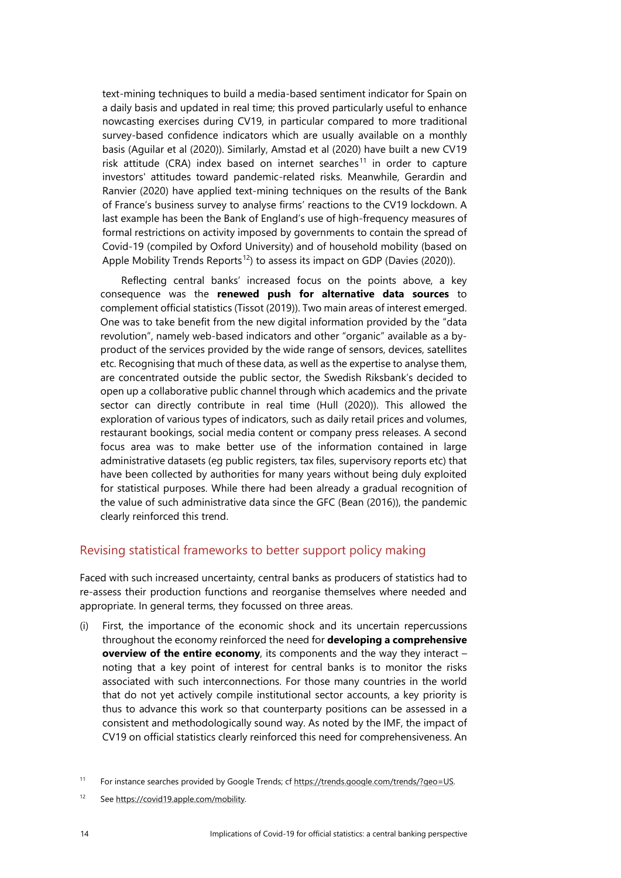text-mining techniques to build a media-based sentiment indicator for Spain on a daily basis and updated in real time; this proved particularly useful to enhance nowcasting exercises during CV19, in particular compared to more traditional survey-based confidence indicators which are usually available on a monthly basis (Aguilar et al (2020)). Similarly, Amstad et al (2020) have built a new CV19 risk attitude (CRA) index based on internet searches[11] in order to capture investors' attitudes toward pandemic-related risks. Meanwhile, Gerardin and Ranvier (2020) have applied text-mining techniques on the results of the Bank of France's business survey to analyse firms' reactions to the CV19 lockdown. A last example has been the Bank of England's use of high-frequency measures of formal restrictions on activity imposed by governments to contain the spread of Covid-19 (compiled by Oxford University) and of household mobility (based on Apple Mobility Trends Reports[12]) to assess its impact on GDP (Davies (2020)).

Reflecting central banks' increased focus on the points above, a key consequence was the **renewed push for alternative data sources** to complement official statistics (Tissot (2019)). Two main areas of interest emerged. One was to take benefit from the new digital information provided by the "data revolution", namely web-based indicators and other "organic" available as a by-product of the services provided by the wide range of sensors, devices, satellites etc. Recognising that much of these data, as well as the expertise to analyse them, are concentrated outside the public sector, the Swedish Riksbank's decided to open up a collaborative public channel through which academics and the private sector can directly contribute in real time (Hull (2020)). This allowed the exploration of various types of indicators, such as daily retail prices and volumes, restaurant bookings, social media content or company press releases. A second focus area was to make better use of the information contained in large administrative datasets (eg public registers, tax files, supervisory reports etc) that have been collected by authorities for many years without being duly exploited for statistical purposes. While there had been already a gradual recognition of the value of such administrative data since the GFC (Bean (2016)), the pandemic clearly reinforced this trend.

## Revising statistical frameworks to better support policy making

Faced with such increased uncertainty, central banks as producers of statistics had to re-assess their production functions and reorganise themselves where needed and appropriate. In general terms, they focussed on three areas.

(i) First, the importance of the economic shock and its uncertain repercussions throughout the economy reinforced the need for **developing a comprehensive overview of the entire economy**, its components and the way they interact – noting that a key point of interest for central banks is to monitor the risks associated with such interconnections. For those many countries in the world that do not yet actively compile institutional sector accounts, a key priority is thus to advance this work so that counterparty positions can be assessed in a consistent and methodologically sound way. As noted by the IMF, the impact of CV19 on official statistics clearly reinforced this need for comprehensiveness. An

[11] For instance searches provided by Google Trends; cf https://trends.google.com/trends/?geo=US.

[12] See https://covid19.apple.com/mobility.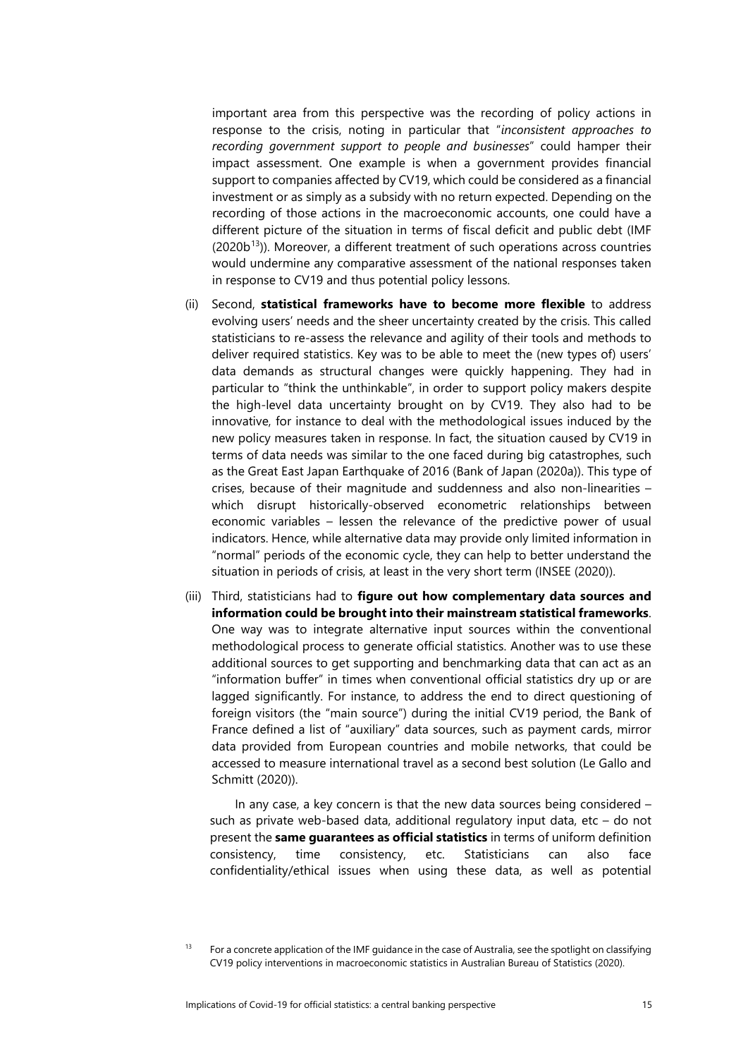important area from this perspective was the recording of policy actions in response to the crisis, noting in particular that "*inconsistent approaches to recording government support to people and businesses*" could hamper their impact assessment. One example is when a government provides financial support to companies affected by CV19, which could be considered as a financial investment or as simply as a subsidy with no return expected. Depending on the recording of those actions in the macroeconomic accounts, one could have a different picture of the situation in terms of fiscal deficit and public debt (IMF (2020b[13])). Moreover, a different treatment of such operations across countries would undermine any comparative assessment of the national responses taken in response to CV19 and thus potential policy lessons.

(ii) Second, **statistical frameworks have to become more flexible** to address evolving users' needs and the sheer uncertainty created by the crisis. This called statisticians to re-assess the relevance and agility of their tools and methods to deliver required statistics. Key was to be able to meet the (new types of) users' data demands as structural changes were quickly happening. They had in particular to "think the unthinkable", in order to support policy makers despite the high-level data uncertainty brought on by CV19. They also had to be innovative, for instance to deal with the methodological issues induced by the new policy measures taken in response. In fact, the situation caused by CV19 in terms of data needs was similar to the one faced during big catastrophes, such as the Great East Japan Earthquake of 2016 (Bank of Japan (2020a)). This type of crises, because of their magnitude and suddenness and also non-linearities – which disrupt historically-observed econometric relationships between economic variables – lessen the relevance of the predictive power of usual indicators. Hence, while alternative data may provide only limited information in "normal" periods of the economic cycle, they can help to better understand the situation in periods of crisis, at least in the very short term (INSEE (2020)).

(iii) Third, statisticians had to **figure out how complementary data sources and information could be brought into their mainstream statistical frameworks**. One way was to integrate alternative input sources within the conventional methodological process to generate official statistics. Another was to use these additional sources to get supporting and benchmarking data that can act as an "information buffer" in times when conventional official statistics dry up or are lagged significantly. For instance, to address the end to direct questioning of foreign visitors (the "main source") during the initial CV19 period, the Bank of France defined a list of "auxiliary" data sources, such as payment cards, mirror data provided from European countries and mobile networks, that could be accessed to measure international travel as a second best solution (Le Gallo and Schmitt (2020)).

In any case, a key concern is that the new data sources being considered – such as private web-based data, additional regulatory input data, etc – do not present the **same guarantees as official statistics** in terms of uniform definition consistency, time consistency, etc. Statisticians can also face confidentiality/ethical issues when using these data, as well as potential

[13] For a concrete application of the IMF guidance in the case of Australia, see the spotlight on classifying CV19 policy interventions in macroeconomic statistics in Australian Bureau of Statistics (2020).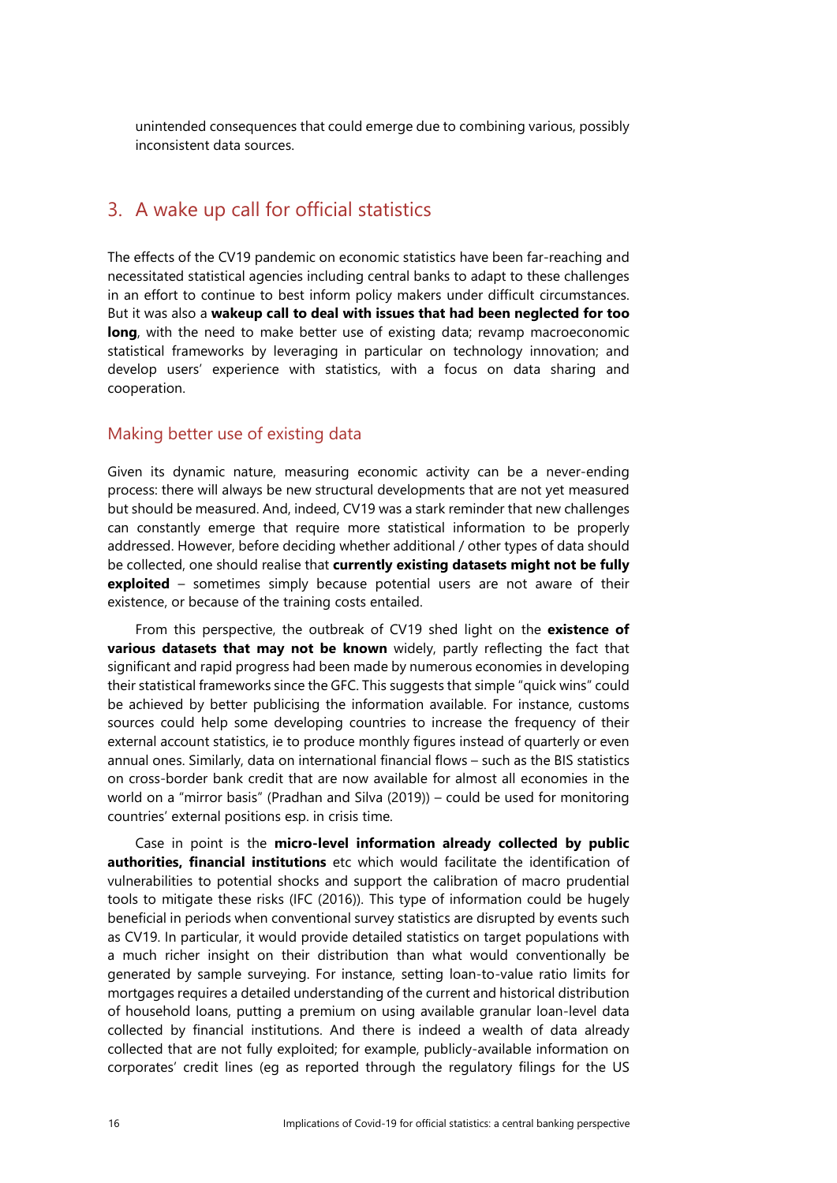unintended consequences that could emerge due to combining various, possibly inconsistent data sources.

## 3. A wake up call for official statistics

The effects of the CV19 pandemic on economic statistics have been far-reaching and necessitated statistical agencies including central banks to adapt to these challenges in an effort to continue to best inform policy makers under difficult circumstances. But it was also a **wakeup call to deal with issues that had been neglected for too long**, with the need to make better use of existing data; revamp macroeconomic statistical frameworks by leveraging in particular on technology innovation; and develop users' experience with statistics, with a focus on data sharing and cooperation.

### Making better use of existing data

Given its dynamic nature, measuring economic activity can be a never-ending process: there will always be new structural developments that are not yet measured but should be measured. And, indeed, CV19 was a stark reminder that new challenges can constantly emerge that require more statistical information to be properly addressed. However, before deciding whether additional / other types of data should be collected, one should realise that **currently existing datasets might not be fully exploited** – sometimes simply because potential users are not aware of their existence, or because of the training costs entailed.

From this perspective, the outbreak of CV19 shed light on the **existence of various datasets that may not be known** widely, partly reflecting the fact that significant and rapid progress had been made by numerous economies in developing their statistical frameworks since the GFC. This suggests that simple "quick wins" could be achieved by better publicising the information available. For instance, customs sources could help some developing countries to increase the frequency of their external account statistics, ie to produce monthly figures instead of quarterly or even annual ones. Similarly, data on international financial flows – such as the BIS statistics on cross-border bank credit that are now available for almost all economies in the world on a "mirror basis" (Pradhan and Silva (2019)) – could be used for monitoring countries' external positions esp. in crisis time.

Case in point is the **micro-level information already collected by public authorities, financial institutions** etc which would facilitate the identification of vulnerabilities to potential shocks and support the calibration of macro prudential tools to mitigate these risks (IFC (2016)). This type of information could be hugely beneficial in periods when conventional survey statistics are disrupted by events such as CV19. In particular, it would provide detailed statistics on target populations with a much richer insight on their distribution than what would conventionally be generated by sample surveying. For instance, setting loan-to-value ratio limits for mortgages requires a detailed understanding of the current and historical distribution of household loans, putting a premium on using available granular loan-level data collected by financial institutions. And there is indeed a wealth of data already collected that are not fully exploited; for example, publicly-available information on corporates' credit lines (eg as reported through the regulatory filings for the US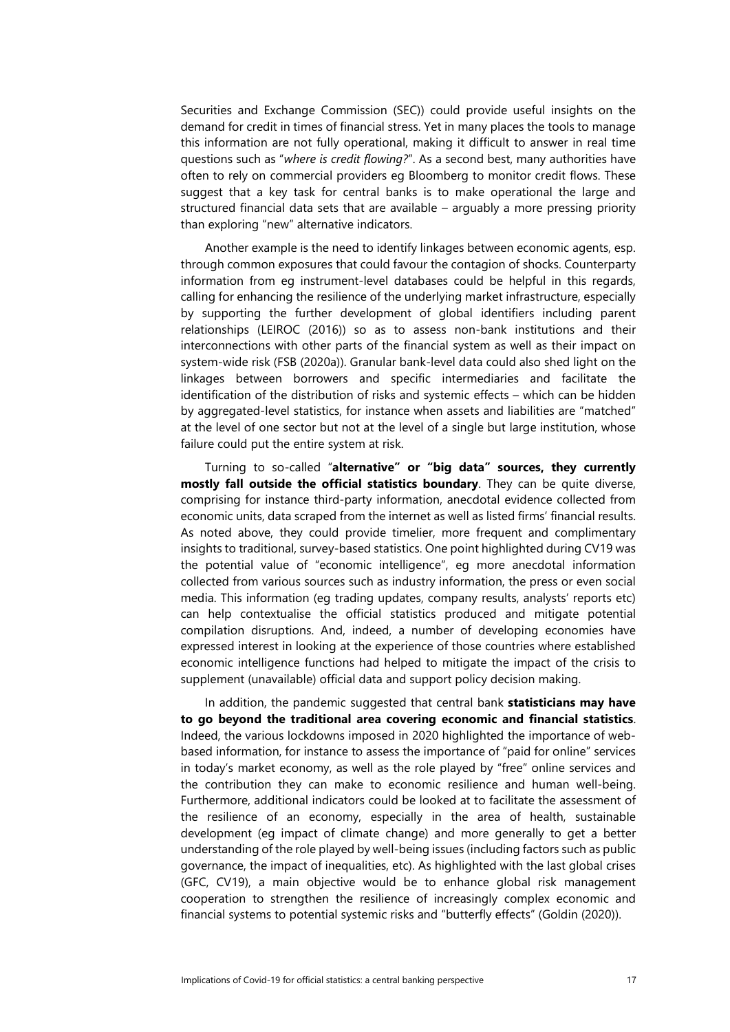Securities and Exchange Commission (SEC)) could provide useful insights on the demand for credit in times of financial stress. Yet in many places the tools to manage this information are not fully operational, making it difficult to answer in real time questions such as "*where is credit flowing?*". As a second best, many authorities have often to rely on commercial providers eg Bloomberg to monitor credit flows. These suggest that a key task for central banks is to make operational the large and structured financial data sets that are available – arguably a more pressing priority than exploring "new" alternative indicators.

Another example is the need to identify linkages between economic agents, esp. through common exposures that could favour the contagion of shocks. Counterparty information from eg instrument-level databases could be helpful in this regards, calling for enhancing the resilience of the underlying market infrastructure, especially by supporting the further development of global identifiers including parent relationships (LEIROC (2016)) so as to assess non-bank institutions and their interconnections with other parts of the financial system as well as their impact on system-wide risk (FSB (2020a)). Granular bank-level data could also shed light on the linkages between borrowers and specific intermediaries and facilitate the identification of the distribution of risks and systemic effects – which can be hidden by aggregated-level statistics, for instance when assets and liabilities are "matched" at the level of one sector but not at the level of a single but large institution, whose failure could put the entire system at risk.

Turning to so-called "**alternative" or "big data" sources, they currently mostly fall outside the official statistics boundary**. They can be quite diverse, comprising for instance third-party information, anecdotal evidence collected from economic units, data scraped from the internet as well as listed firms' financial results. As noted above, they could provide timelier, more frequent and complimentary insights to traditional, survey-based statistics. One point highlighted during CV19 was the potential value of "economic intelligence", eg more anecdotal information collected from various sources such as industry information, the press or even social media. This information (eg trading updates, company results, analysts' reports etc) can help contextualise the official statistics produced and mitigate potential compilation disruptions. And, indeed, a number of developing economies have expressed interest in looking at the experience of those countries where established economic intelligence functions had helped to mitigate the impact of the crisis to supplement (unavailable) official data and support policy decision making.

In addition, the pandemic suggested that central bank **statisticians may have to go beyond the traditional area covering economic and financial statistics**. Indeed, the various lockdowns imposed in 2020 highlighted the importance of web-based information, for instance to assess the importance of "paid for online" services in today's market economy, as well as the role played by "free" online services and the contribution they can make to economic resilience and human well-being. Furthermore, additional indicators could be looked at to facilitate the assessment of the resilience of an economy, especially in the area of health, sustainable development (eg impact of climate change) and more generally to get a better understanding of the role played by well-being issues (including factors such as public governance, the impact of inequalities, etc). As highlighted with the last global crises (GFC, CV19), a main objective would be to enhance global risk management cooperation to strengthen the resilience of increasingly complex economic and financial systems to potential systemic risks and "butterfly effects" (Goldin (2020)).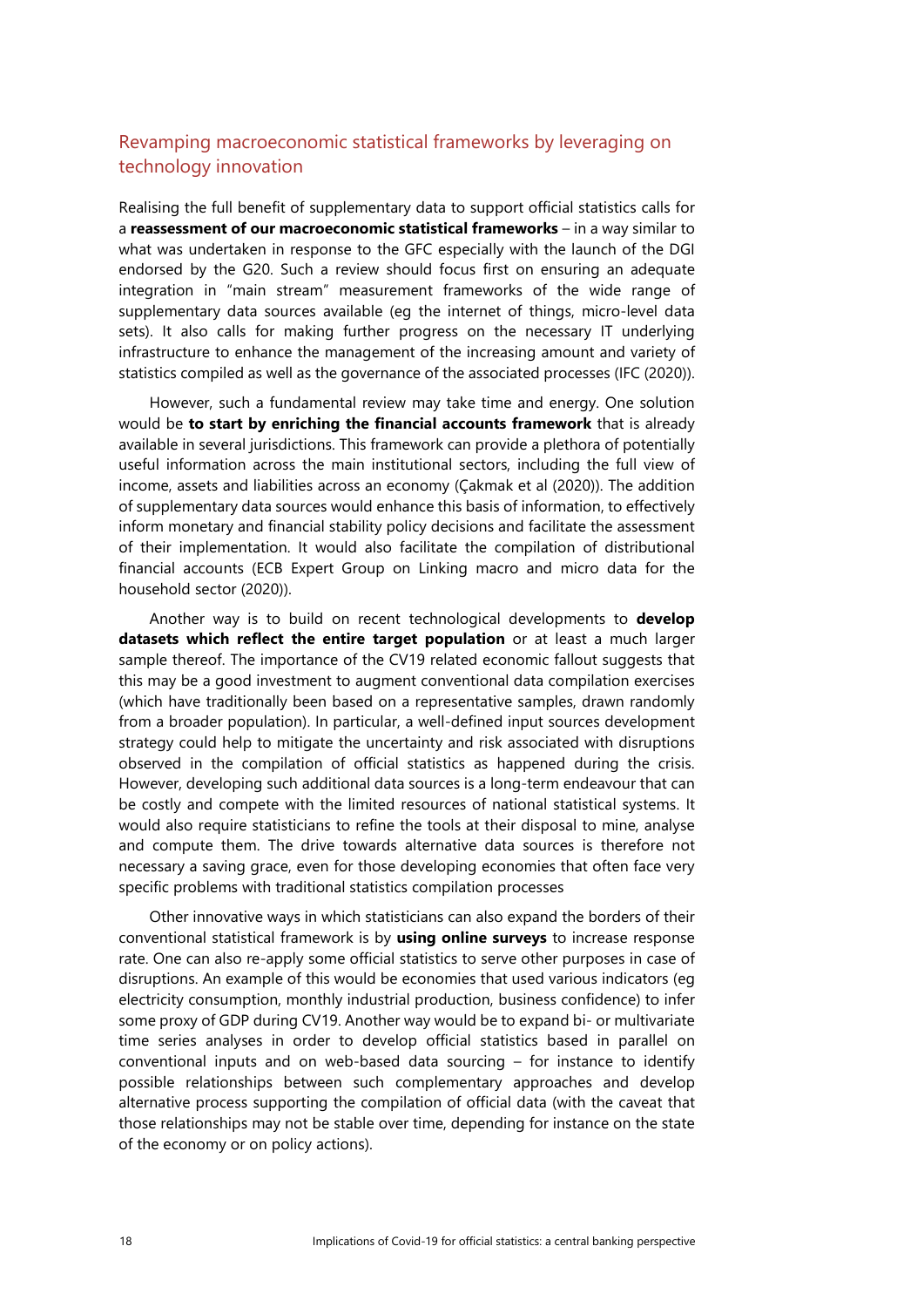## Revamping macroeconomic statistical frameworks by leveraging on technology innovation

Realising the full benefit of supplementary data to support official statistics calls for a **reassessment of our macroeconomic statistical frameworks** – in a way similar to what was undertaken in response to the GFC especially with the launch of the DGI endorsed by the G20. Such a review should focus first on ensuring an adequate integration in "main stream" measurement frameworks of the wide range of supplementary data sources available (eg the internet of things, micro-level data sets). It also calls for making further progress on the necessary IT underlying infrastructure to enhance the management of the increasing amount and variety of statistics compiled as well as the governance of the associated processes (IFC (2020)).

However, such a fundamental review may take time and energy. One solution would be **to start by enriching the financial accounts framework** that is already available in several jurisdictions. This framework can provide a plethora of potentially useful information across the main institutional sectors, including the full view of income, assets and liabilities across an economy (Çakmak et al (2020)). The addition of supplementary data sources would enhance this basis of information, to effectively inform monetary and financial stability policy decisions and facilitate the assessment of their implementation. It would also facilitate the compilation of distributional financial accounts (ECB Expert Group on Linking macro and micro data for the household sector (2020)).

Another way is to build on recent technological developments to **develop datasets which reflect the entire target population** or at least a much larger sample thereof. The importance of the CV19 related economic fallout suggests that this may be a good investment to augment conventional data compilation exercises (which have traditionally been based on a representative samples, drawn randomly from a broader population). In particular, a well-defined input sources development strategy could help to mitigate the uncertainty and risk associated with disruptions observed in the compilation of official statistics as happened during the crisis. However, developing such additional data sources is a long-term endeavour that can be costly and compete with the limited resources of national statistical systems. It would also require statisticians to refine the tools at their disposal to mine, analyse and compute them. The drive towards alternative data sources is therefore not necessary a saving grace, even for those developing economies that often face very specific problems with traditional statistics compilation processes

Other innovative ways in which statisticians can also expand the borders of their conventional statistical framework is by **using online surveys** to increase response rate. One can also re-apply some official statistics to serve other purposes in case of disruptions. An example of this would be economies that used various indicators (eg electricity consumption, monthly industrial production, business confidence) to infer some proxy of GDP during CV19. Another way would be to expand bi- or multivariate time series analyses in order to develop official statistics based in parallel on conventional inputs and on web-based data sourcing – for instance to identify possible relationships between such complementary approaches and develop alternative process supporting the compilation of official data (with the caveat that those relationships may not be stable over time, depending for instance on the state of the economy or on policy actions).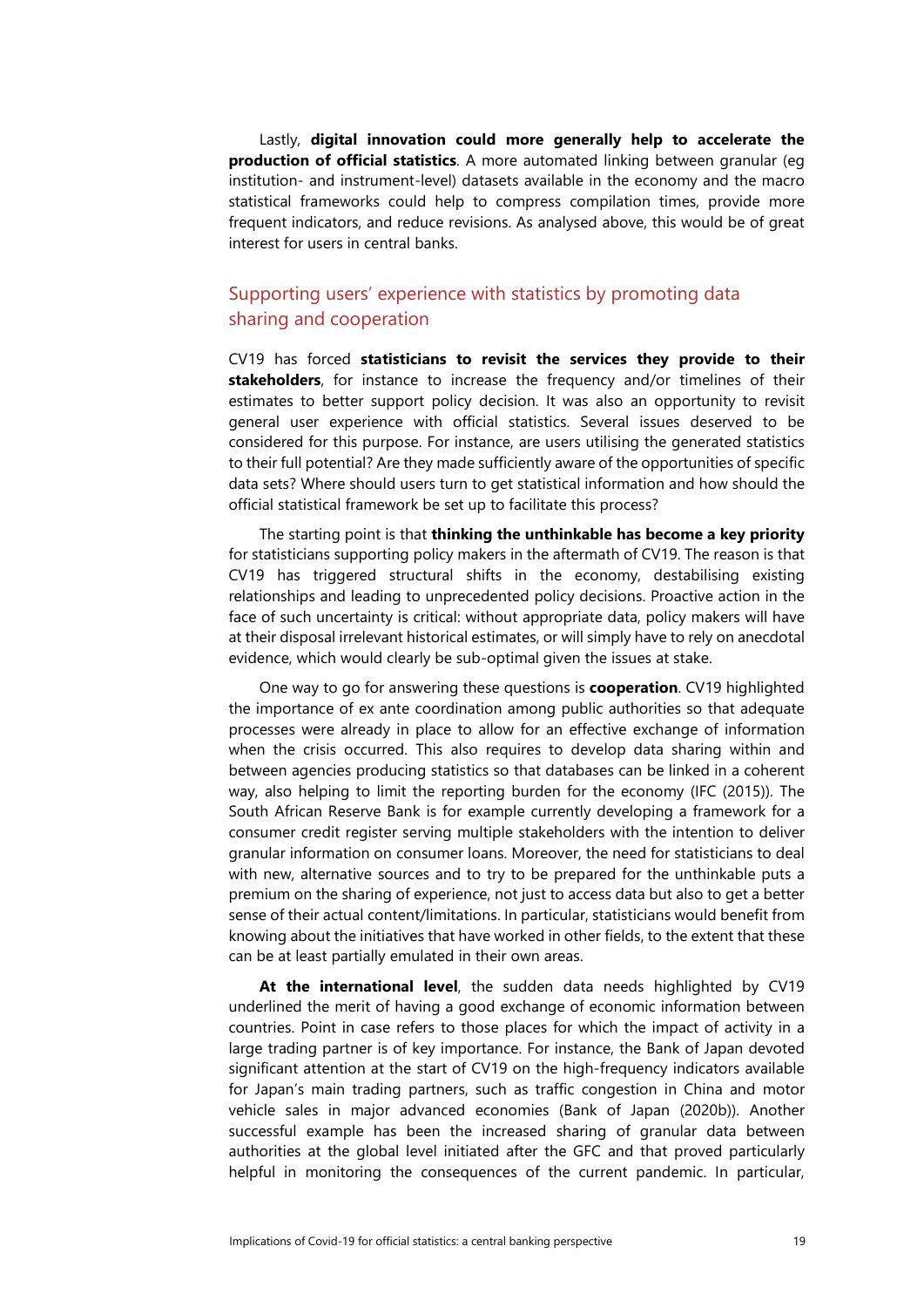Lastly, **digital innovation could more generally help to accelerate the production of official statistics**. A more automated linking between granular (eg institution- and instrument-level) datasets available in the economy and the macro statistical frameworks could help to compress compilation times, provide more frequent indicators, and reduce revisions. As analysed above, this would be of great interest for users in central banks.

## Supporting users' experience with statistics by promoting data sharing and cooperation

CV19 has forced **statisticians to revisit the services they provide to their stakeholders**, for instance to increase the frequency and/or timelines of their estimates to better support policy decision. It was also an opportunity to revisit general user experience with official statistics. Several issues deserved to be considered for this purpose. For instance, are users utilising the generated statistics to their full potential? Are they made sufficiently aware of the opportunities of specific data sets? Where should users turn to get statistical information and how should the official statistical framework be set up to facilitate this process?

The starting point is that **thinking the unthinkable has become a key priority** for statisticians supporting policy makers in the aftermath of CV19. The reason is that CV19 has triggered structural shifts in the economy, destabilising existing relationships and leading to unprecedented policy decisions. Proactive action in the face of such uncertainty is critical: without appropriate data, policy makers will have at their disposal irrelevant historical estimates, or will simply have to rely on anecdotal evidence, which would clearly be sub-optimal given the issues at stake.

One way to go for answering these questions is **cooperation**. CV19 highlighted the importance of ex ante coordination among public authorities so that adequate processes were already in place to allow for an effective exchange of information when the crisis occurred. This also requires to develop data sharing within and between agencies producing statistics so that databases can be linked in a coherent way, also helping to limit the reporting burden for the economy (IFC (2015)). The South African Reserve Bank is for example currently developing a framework for a consumer credit register serving multiple stakeholders with the intention to deliver granular information on consumer loans. Moreover, the need for statisticians to deal with new, alternative sources and to try to be prepared for the unthinkable puts a premium on the sharing of experience, not just to access data but also to get a better sense of their actual content/limitations. In particular, statisticians would benefit from knowing about the initiatives that have worked in other fields, to the extent that these can be at least partially emulated in their own areas.

**At the international level**, the sudden data needs highlighted by CV19 underlined the merit of having a good exchange of economic information between countries. Point in case refers to those places for which the impact of activity in a large trading partner is of key importance. For instance, the Bank of Japan devoted significant attention at the start of CV19 on the high-frequency indicators available for Japan's main trading partners, such as traffic congestion in China and motor vehicle sales in major advanced economies (Bank of Japan (2020b)). Another successful example has been the increased sharing of granular data between authorities at the global level initiated after the GFC and that proved particularly helpful in monitoring the consequences of the current pandemic. In particular,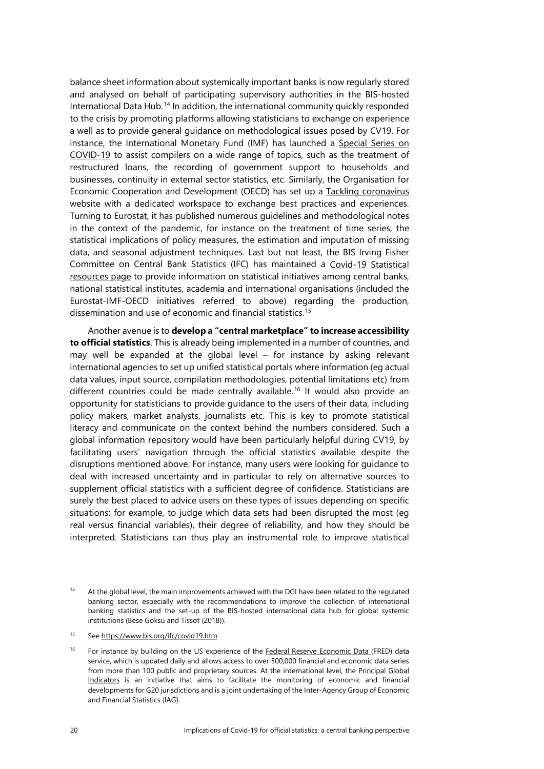balance sheet information about systemically important banks is now regularly stored and analysed on behalf of participating supervisory authorities in the BIS-hosted International Data Hub.[14] In addition, the international community quickly responded to the crisis by promoting platforms allowing statisticians to exchange on experience a well as to provide general guidance on methodological issues posed by CV19. For instance, the International Monetary Fund (IMF) has launched a Special Series on COVID-19 to assist compilers on a wide range of topics, such as the treatment of restructured loans, the recording of government support to households and businesses, continuity in external sector statistics, etc. Similarly, the Organisation for Economic Cooperation and Development (OECD) has set up a Tackling coronavirus website with a dedicated workspace to exchange best practices and experiences. Turning to Eurostat, it has published numerous guidelines and methodological notes in the context of the pandemic, for instance on the treatment of time series, the statistical implications of policy measures, the estimation and imputation of missing data, and seasonal adjustment techniques. Last but not least, the BIS Irving Fisher Committee on Central Bank Statistics (IFC) has maintained a Covid-19 Statistical resources page to provide information on statistical initiatives among central banks, national statistical institutes, academia and international organisations (included the Eurostat-IMF-OECD initiatives referred to above) regarding the production, dissemination and use of economic and financial statistics.[15]

Another avenue is to **develop a "central marketplace" to increase accessibility to official statistics**. This is already being implemented in a number of countries, and may well be expanded at the global level – for instance by asking relevant international agencies to set up unified statistical portals where information (eg actual data values, input source, compilation methodologies, potential limitations etc) from different countries could be made centrally available.[16] It would also provide an opportunity for statisticians to provide guidance to the users of their data, including policy makers, market analysts, journalists etc. This is key to promote statistical literacy and communicate on the context behind the numbers considered. Such a global information repository would have been particularly helpful during CV19, by facilitating users' navigation through the official statistics available despite the disruptions mentioned above. For instance, many users were looking for guidance to deal with increased uncertainty and in particular to rely on alternative sources to supplement official statistics with a sufficient degree of confidence. Statisticians are surely the best placed to advice users on these types of issues depending on specific situations: for example, to judge which data sets had been disrupted the most (eg real versus financial variables), their degree of reliability, and how they should be interpreted. Statisticians can thus play an instrumental role to improve statistical

[14] At the global level, the main improvements achieved with the DGI have been related to the regulated banking sector, especially with the recommendations to improve the collection of international banking statistics and the set-up of the BIS-hosted international data hub for global systemic institutions (Bese Goksu and Tissot (2018)).

[15] See https://www.bis.org/ifc/covid19.htm.

[16] For instance by building on the US experience of the Federal Reserve Economic Data (FRED) data service, which is updated daily and allows access to over 500,000 financial and economic data series from more than 100 public and proprietary sources. At the international level, the Principal Global Indicators is an initiative that aims to facilitate the monitoring of economic and financial developments for G20 jurisdictions and is a joint undertaking of the Inter-Agency Group of Economic and Financial Statistics (IAG).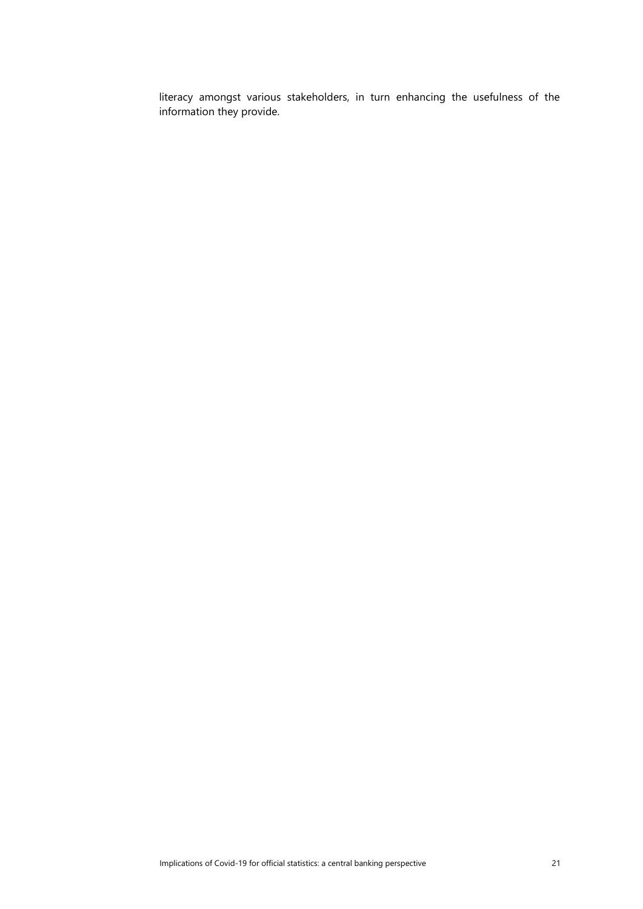literacy amongst various stakeholders, in turn enhancing the usefulness of the information they provide.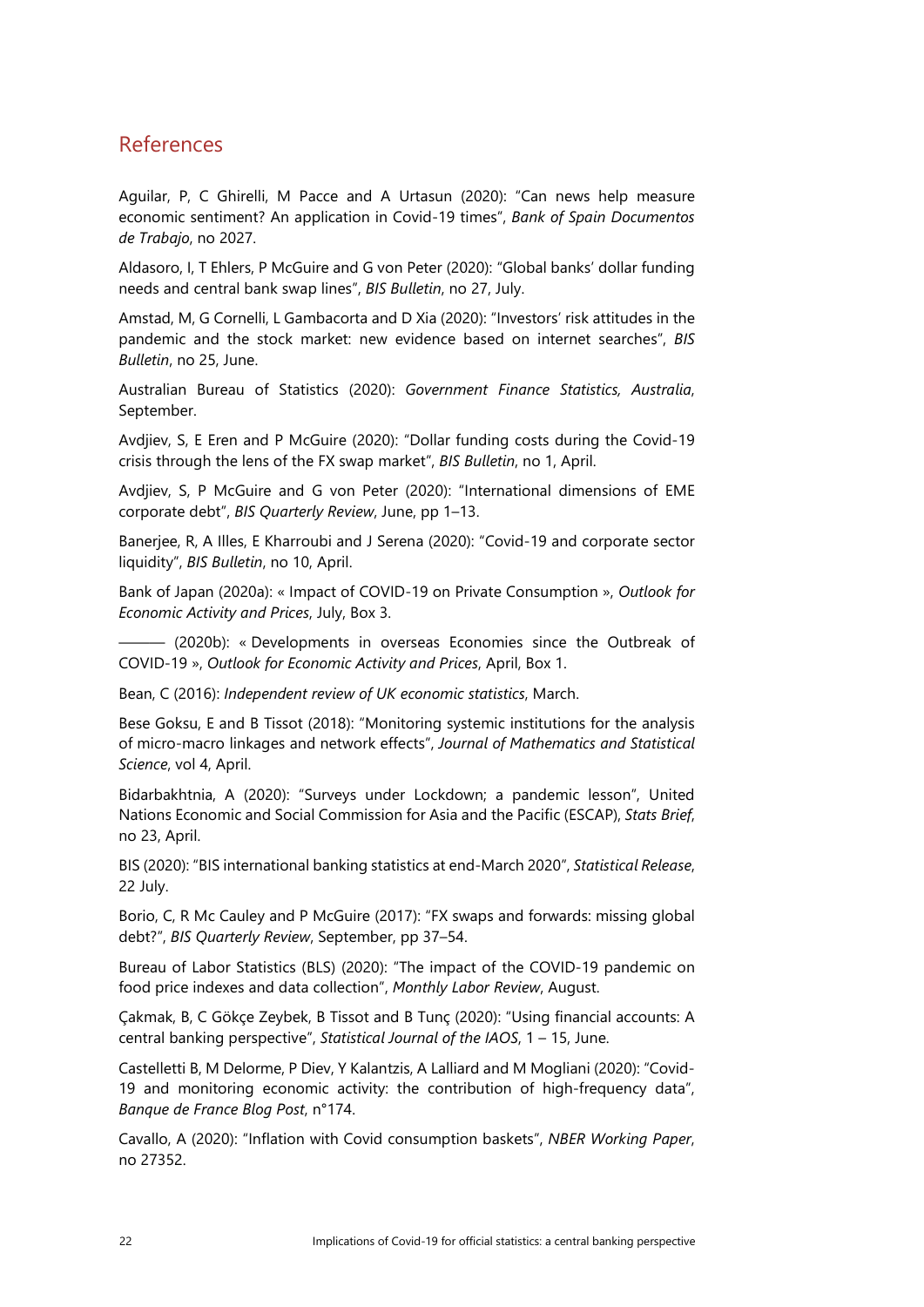## References

Aguilar, P, C Ghirelli, M Pacce and A Urtasun (2020): "Can news help measure economic sentiment? An application in Covid-19 times", *Bank of Spain Documentos de Trabajo*, no 2027.

Aldasoro, I, T Ehlers, P McGuire and G von Peter (2020): "Global banks' dollar funding needs and central bank swap lines", *BIS Bulletin*, no 27, July.

Amstad, M, G Cornelli, L Gambacorta and D Xia (2020): "Investors' risk attitudes in the pandemic and the stock market: new evidence based on internet searches", *BIS Bulletin*, no 25, June.

Australian Bureau of Statistics (2020): *Government Finance Statistics, Australia*, September.

Avdjiev, S, E Eren and P McGuire (2020): "Dollar funding costs during the Covid-19 crisis through the lens of the FX swap market", *BIS Bulletin*, no 1, April.

Avdjiev, S, P McGuire and G von Peter (2020): "International dimensions of EME corporate debt", *BIS Quarterly Review*, June, pp 1–13.

Banerjee, R, A Illes, E Kharroubi and J Serena (2020): "Covid-19 and corporate sector liquidity", *BIS Bulletin*, no 10, April.

Bank of Japan (2020a): « Impact of COVID-19 on Private Consumption », *Outlook for Economic Activity and Prices*, July, Box 3.

——— (2020b): « Developments in overseas Economies since the Outbreak of COVID-19 », *Outlook for Economic Activity and Prices*, April, Box 1.

Bean, C (2016): *Independent review of UK economic statistics*, March.

Bese Goksu, E and B Tissot (2018): "Monitoring systemic institutions for the analysis of micro-macro linkages and network effects", *Journal of Mathematics and Statistical Science*, vol 4, April.

Bidarbakhtnia, A (2020): "Surveys under Lockdown; a pandemic lesson", United Nations Economic and Social Commission for Asia and the Pacific (ESCAP), *Stats Brief*, no 23, April.

BIS (2020): "BIS international banking statistics at end-March 2020", *Statistical Release*, 22 July.

Borio, C, R Mc Cauley and P McGuire (2017): "FX swaps and forwards: missing global debt?", *BIS Quarterly Review*, September, pp 37–54.

Bureau of Labor Statistics (BLS) (2020): "The impact of the COVID-19 pandemic on food price indexes and data collection", *Monthly Labor Review*, August.

Çakmak, B, C Gökçe Zeybek, B Tissot and B Tunç (2020): "Using financial accounts: A central banking perspective", *Statistical Journal of the IAOS*, 1 – 15, June.

Castelletti B, M Delorme, P Diev, Y Kalantzis, A Lalliard and M Mogliani (2020): "Covid-19 and monitoring economic activity: the contribution of high-frequency data", *Banque de France Blog Post*, n°174.

Cavallo, A (2020): "Inflation with Covid consumption baskets", *NBER Working Paper*, no 27352.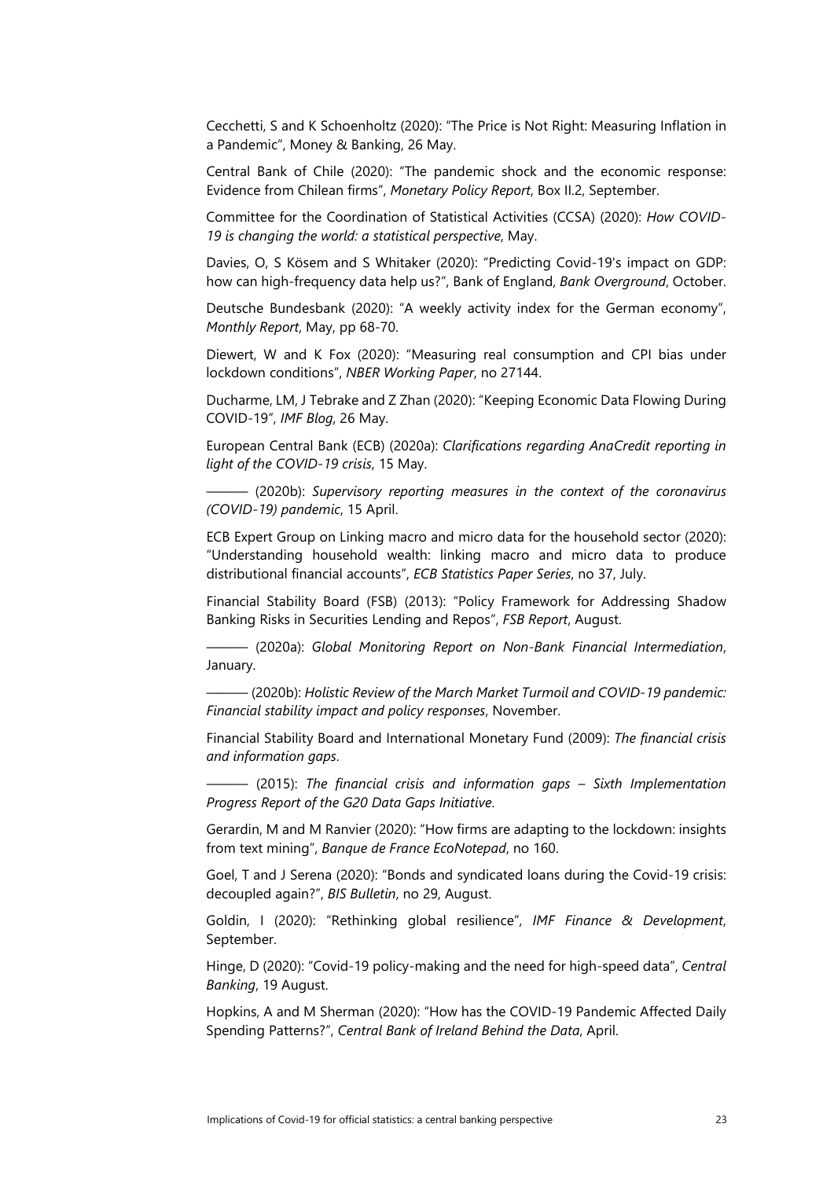Cecchetti, S and K Schoenholtz (2020): "The Price is Not Right: Measuring Inflation in a Pandemic", Money & Banking, 26 May.

Central Bank of Chile (2020): "The pandemic shock and the economic response: Evidence from Chilean firms", *Monetary Policy Report*, Box II.2, September.

Committee for the Coordination of Statistical Activities (CCSA) (2020): *How COVID-19 is changing the world: a statistical perspective*, May.

Davies, O, S Kösem and S Whitaker (2020): "Predicting Covid-19's impact on GDP: how can high-frequency data help us?", Bank of England, *Bank Overground*, October.

Deutsche Bundesbank (2020): "A weekly activity index for the German economy", *Monthly Report*, May, pp 68-70.

Diewert, W and K Fox (2020): "Measuring real consumption and CPI bias under lockdown conditions", *NBER Working Paper*, no 27144.

Ducharme, LM, J Tebrake and Z Zhan (2020): "Keeping Economic Data Flowing During COVID-19", *IMF Blog*, 26 May.

European Central Bank (ECB) (2020a): *Clarifications regarding AnaCredit reporting in light of the COVID-19 crisis*, 15 May.

——— (2020b): *Supervisory reporting measures in the context of the coronavirus (COVID-19) pandemic*, 15 April.

ECB Expert Group on Linking macro and micro data for the household sector (2020): "Understanding household wealth: linking macro and micro data to produce distributional financial accounts", *ECB Statistics Paper Series*, no 37, July.

Financial Stability Board (FSB) (2013): "Policy Framework for Addressing Shadow Banking Risks in Securities Lending and Repos", *FSB Report*, August.

——— (2020a): *Global Monitoring Report on Non-Bank Financial Intermediation*, January.

——— (2020b): *Holistic Review of the March Market Turmoil and COVID-19 pandemic: Financial stability impact and policy responses*, November.

Financial Stability Board and International Monetary Fund (2009): *The financial crisis and information gaps*.

——— (2015): *The financial crisis and information gaps – Sixth Implementation Progress Report of the G20 Data Gaps Initiative*.

Gerardin, M and M Ranvier (2020): "How firms are adapting to the lockdown: insights from text mining", *Banque de France EcoNotepad*, no 160.

Goel, T and J Serena (2020): "Bonds and syndicated loans during the Covid-19 crisis: decoupled again?", *BIS Bulletin*, no 29, August.

Goldin, I (2020): "Rethinking global resilience", *IMF Finance & Development*, September.

Hinge, D (2020): "Covid-19 policy-making and the need for high-speed data", *Central Banking*, 19 August.

Hopkins, A and M Sherman (2020): "How has the COVID-19 Pandemic Affected Daily Spending Patterns?", *Central Bank of Ireland Behind the Data*, April.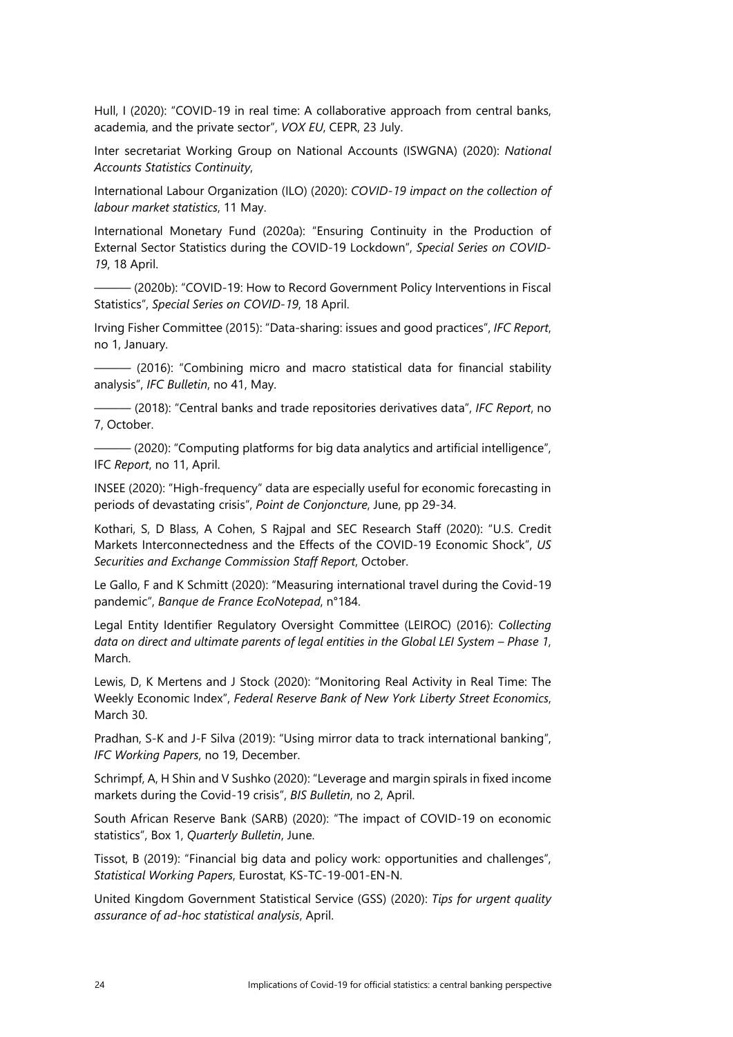Hull, I (2020): "COVID-19 in real time: A collaborative approach from central banks, academia, and the private sector", *VOX EU*, CEPR, 23 July.

Inter secretariat Working Group on National Accounts (ISWGNA) (2020): *National Accounts Statistics Continuity*,

International Labour Organization (ILO) (2020): *COVID-19 impact on the collection of labour market statistics*, 11 May.

International Monetary Fund (2020a): "Ensuring Continuity in the Production of External Sector Statistics during the COVID-19 Lockdown", *Special Series on COVID-19*, 18 April.

——— (2020b): "COVID-19: How to Record Government Policy Interventions in Fiscal Statistics", *Special Series on COVID-19*, 18 April.

Irving Fisher Committee (2015): "Data-sharing: issues and good practices", *IFC Report*, no 1, January.

——— (2016): "Combining micro and macro statistical data for financial stability analysis", *IFC Bulletin*, no 41, May.

——— (2018): "Central banks and trade repositories derivatives data", *IFC Report*, no 7, October.

——— (2020): "Computing platforms for big data analytics and artificial intelligence", IFC *Report*, no 11, April.

INSEE (2020): "High-frequency" data are especially useful for economic forecasting in periods of devastating crisis", *Point de Conjoncture*, June, pp 29-34.

Kothari, S, D Blass, A Cohen, S Rajpal and SEC Research Staff (2020): "U.S. Credit Markets Interconnectedness and the Effects of the COVID-19 Economic Shock", *US Securities and Exchange Commission Staff Report*, October.

Le Gallo, F and K Schmitt (2020): "Measuring international travel during the Covid-19 pandemic", *Banque de France EcoNotepad*, n°184.

Legal Entity Identifier Regulatory Oversight Committee (LEIROC) (2016): *Collecting data on direct and ultimate parents of legal entities in the Global LEI System – Phase 1*, March.

Lewis, D, K Mertens and J Stock (2020): "Monitoring Real Activity in Real Time: The Weekly Economic Index", *Federal Reserve Bank of New York Liberty Street Economics*, March 30.

Pradhan, S-K and J-F Silva (2019): "Using mirror data to track international banking", *IFC Working Papers*, no 19, December.

Schrimpf, A, H Shin and V Sushko (2020): "Leverage and margin spirals in fixed income markets during the Covid-19 crisis", *BIS Bulletin*, no 2, April.

South African Reserve Bank (SARB) (2020): "The impact of COVID-19 on economic statistics", Box 1, *Quarterly Bulletin*, June.

Tissot, B (2019): "Financial big data and policy work: opportunities and challenges", *Statistical Working Papers*, Eurostat, KS-TC-19-001-EN-N.

United Kingdom Government Statistical Service (GSS) (2020): *Tips for urgent quality assurance of ad-hoc statistical analysis*, April.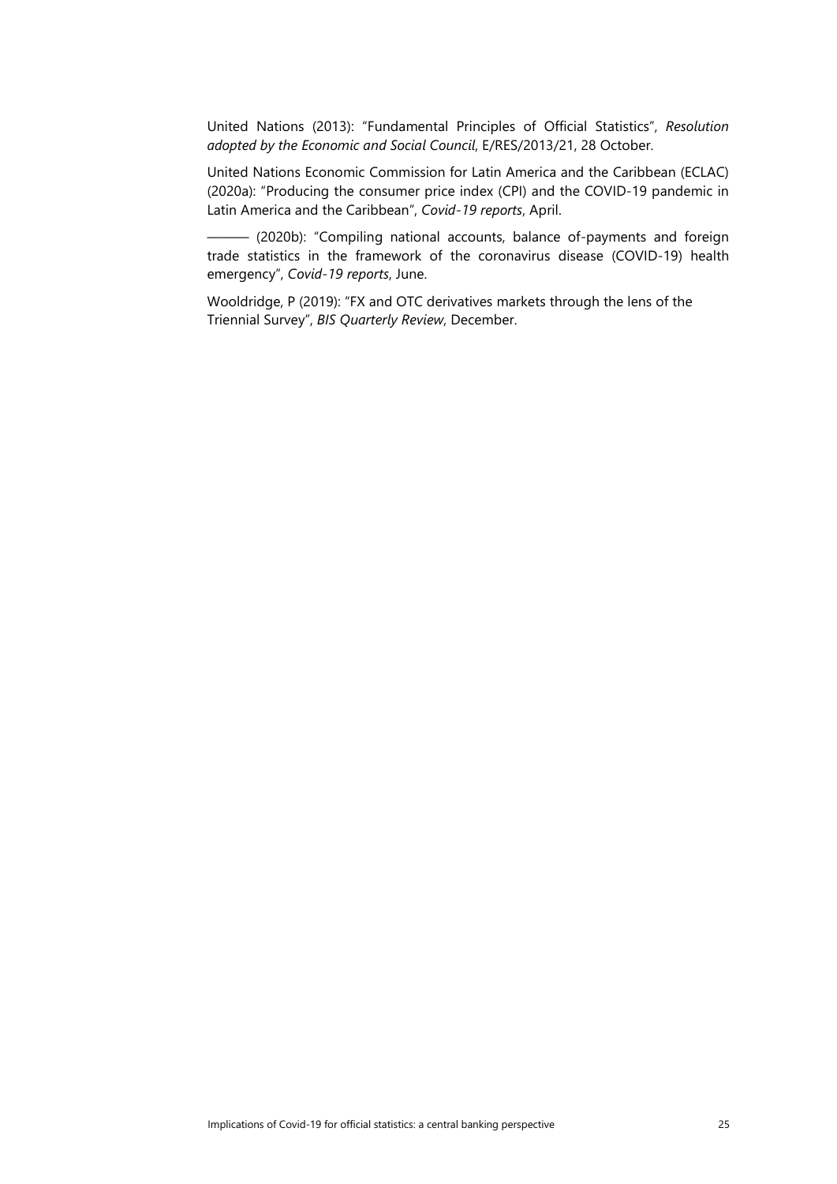United Nations (2013): "Fundamental Principles of Official Statistics", *Resolution adopted by the Economic and Social Council*, E/RES/2013/21, 28 October.

United Nations Economic Commission for Latin America and the Caribbean (ECLAC) (2020a): "Producing the consumer price index (CPI) and the COVID-19 pandemic in Latin America and the Caribbean", *Covid-19 reports*, April.

——— (2020b): "Compiling national accounts, balance of-payments and foreign trade statistics in the framework of the coronavirus disease (COVID-19) health emergency", *Covid-19 reports*, June.

Wooldridge, P (2019): "FX and OTC derivatives markets through the lens of the Triennial Survey", *BIS Quarterly Review*, December.